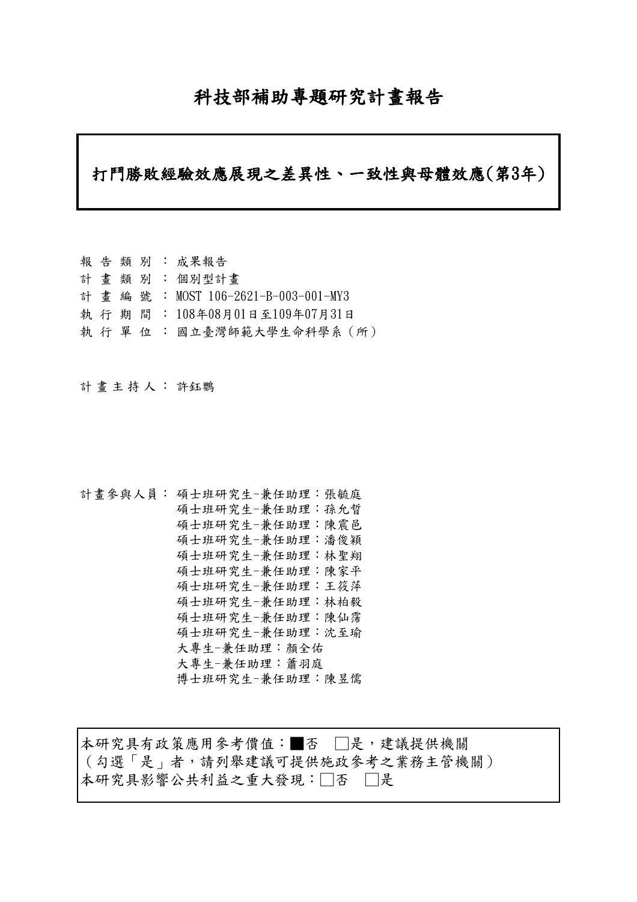# 科技部補助專題研究計畫報告

## 打鬥勝敗經驗效應展現之差異性、一致性與母體效應(第3年)

報 告 類 別 ： 成果報告
計 畫 類 別 ： 個別型計畫
計 畫 編 號 ： MOST 106-2621-B-003-001-MY3
執 行 期 間 ： 108年08月01日至109年07月31日
執 行 單 位 ： 國立臺灣師範大學生命科學系（所）

計 畫 主 持 人 ： 許鈺鸚

計畫參與人員： 碩士班研究生-兼任助理：張毓庭
碩士班研究生-兼任助理：孫允哲
碩士班研究生-兼任助理：陳震邑
碩士班研究生-兼任助理：潘俊穎
碩士班研究生-兼任助理：林聖翔
碩士班研究生-兼任助理：陳家平
碩士班研究生-兼任助理：王筱萍
碩士班研究生-兼任助理：林柏毅
碩士班研究生-兼任助理：陳仙霈
碩士班研究生-兼任助理：沈至瑜
大專生-兼任助理：顏全佑
大專生-兼任助理：蕭羽庭
博士班研究生-兼任助理：陳昱儒

本研究具有政策應用參考價值：■否 □是，建議提供機關
（勾選「是」者，請列舉建議可提供施政參考之業務主管機關）
本研究具影響公共利益之重大發現：□否 □是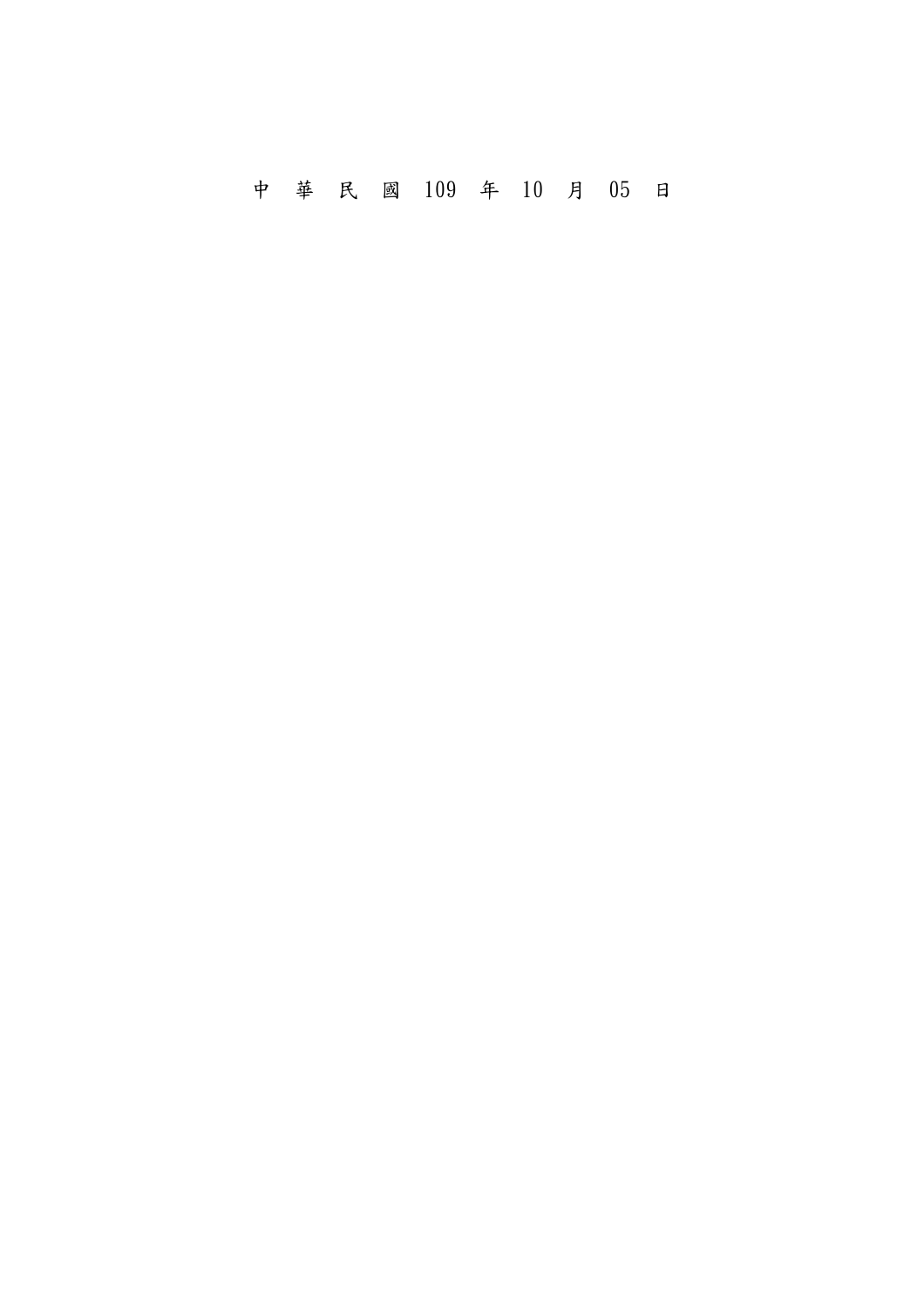中 華 民 國 109 年 10 月 05 日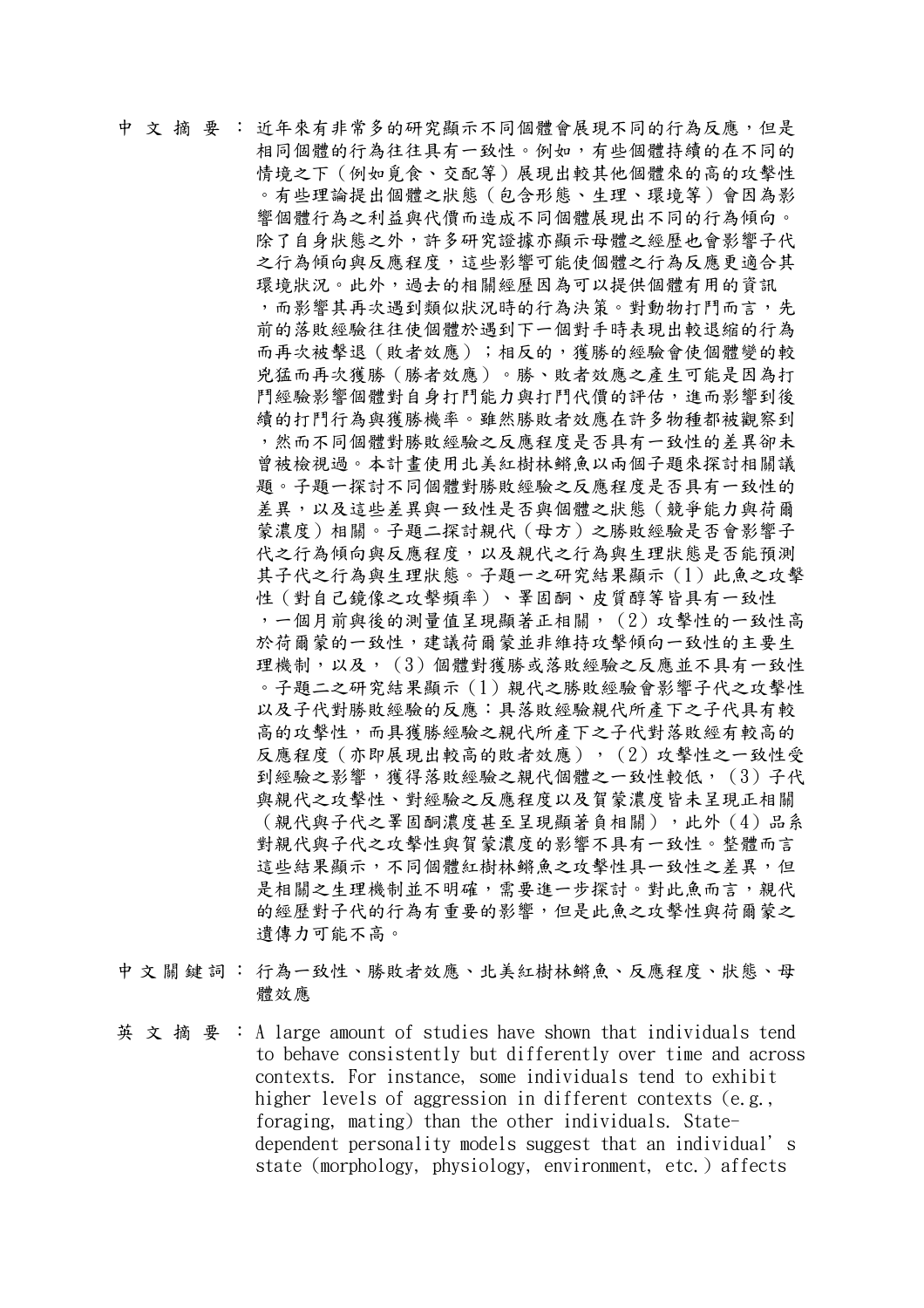中文摘要：近年來有非常多的研究顯示不同個體會展現不同的行為反應，但是相同個體的行為往往具有一致性。例如，有些個體持續的在不同的情境之下（例如覓食、交配等）展現出較其他個體來的高的攻擊性。有些理論提出個體之狀態（包含形態、生理、環境等）會因為影響個體行為之利益與代價而造成不同個體展現出不同的行為傾向。除了自身狀態之外，許多研究證據亦顯示母體之經歷也會影響子代之行為傾向與反應程度，這些影響可能使個體之行為反應更適合其環境狀況。此外，過去的相關經歷因為可以提供個體有用的資訊，而影響其再次遇到類似狀況時的行為決策。對動物打鬥而言，先前的落敗經驗往往使個體於遇到下一個對手時表現出較退縮的行為而再次被擊退（敗者效應）；相反的，獲勝的經驗會使個體變的較兇猛而再次獲勝（勝者效應）。勝、敗者效應之產生可能是因為打鬥經驗影響個體對自身打鬥能力與打鬥代價的評估，進而影響到後續的打鬥行為與獲勝機率。雖然勝敗者效應在許多物種都被觀察到，然而不同個體對勝敗經驗之反應程度是否具有一致性的差異卻未曾被檢視過。本計畫使用北美紅樹林鱂魚以兩個子題來探討相關議題。子題一探討不同個體對勝敗經驗之反應程度是否具有一致性的差異，以及這些差異與一致性是否與個體之狀態（競爭能力與荷爾蒙濃度）相關。子題二探討親代（母方）之勝敗經驗是否會影響子代之行為傾向與反應程度，以及親代之行為與生理狀態是否能預測其子代之行為與生理狀態。子題一之研究結果顯示（1）此魚之攻擊性（對自己鏡像之攻擊頻率）、睪固酮、皮質醇等皆具有一致性，一個月前與後的測量值呈現顯著正相關，（2）攻擊性的一致性高於荷爾蒙的一致性，建議荷爾蒙並非維持攻擊傾向一致性的主要生理機制，以及，（3）個體對獲勝或落敗經驗之反應並不具有一致性。子題二之研究結果顯示（1）親代之勝敗經驗會影響子代之攻擊性以及子代對勝敗經驗的反應：具落敗經驗親代所產下之子代具有較高的攻擊性，而具獲勝經驗之親代所產下之子代對落敗經有較高的反應程度（亦即展現出較高的敗者效應），（2）攻擊性之一致性受到經驗之影響，獲得落敗經驗之親代個體之一致性較低，（3）子代與親代之攻擊性、對經驗之反應程度以及賀蒙濃度皆未呈現正相關（親代與子代之睪固酮濃度甚至呈現顯著負相關），此外（4）品系對親代與子代之攻擊性與賀蒙濃度的影響不具有一致性。整體而言這些結果顯示，不同個體紅樹林鱂魚之攻擊性具一致性之差異，但是相關之生理機制並不明確，需要進一步探討。對此魚而言，親代的經歷對子代的行為有重要的影響，但是此魚之攻擊性與荷爾蒙之遺傳力可能不高。

中文關鍵詞：行為一致性、勝敗者效應、北美紅樹林鱂魚、反應程度、狀態、母體效應

英文摘要：A large amount of studies have shown that individuals tend to behave consistently but differently over time and across contexts. For instance, some individuals tend to exhibit higher levels of aggression in different contexts (e.g., foraging, mating) than the other individuals. State-dependent personality models suggest that an individual's state (morphology, physiology, environment, etc.) affects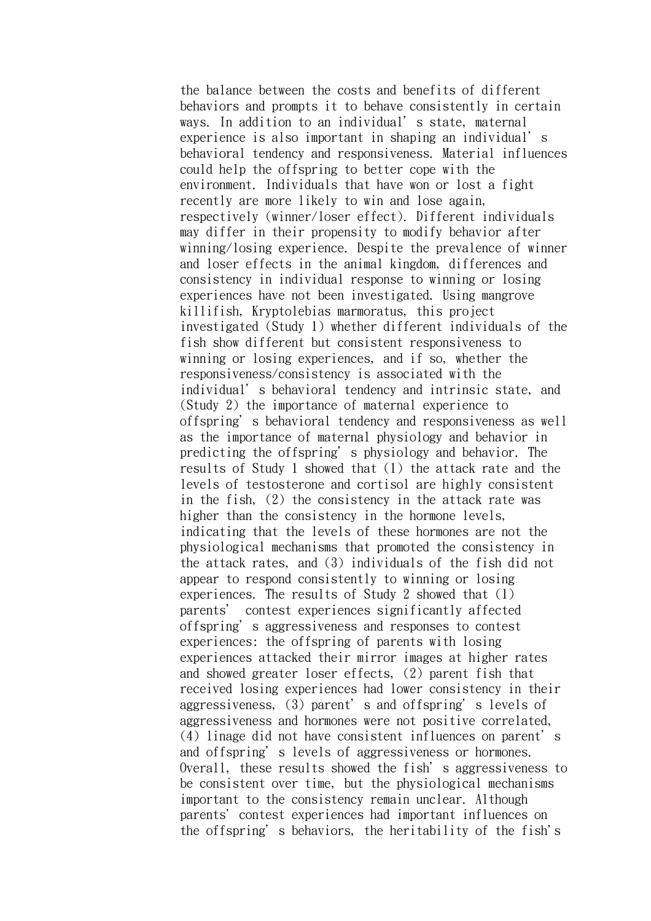the balance between the costs and benefits of different behaviors and prompts it to behave consistently in certain ways. In addition to an individual's state, maternal experience is also important in shaping an individual's behavioral tendency and responsiveness. Material influences could help the offspring to better cope with the environment. Individuals that have won or lost a fight recently are more likely to win and lose again, respectively (winner/loser effect). Different individuals may differ in their propensity to modify behavior after winning/losing experience. Despite the prevalence of winner and loser effects in the animal kingdom, differences and consistency in individual response to winning or losing experiences have not been investigated. Using mangrove killifish, Kryptolebias marmoratus, this project investigated (Study 1) whether different individuals of the fish show different but consistent responsiveness to winning or losing experiences, and if so, whether the responsiveness/consistency is associated with the individual's behavioral tendency and intrinsic state, and (Study 2) the importance of maternal experience to offspring's behavioral tendency and responsiveness as well as the importance of maternal physiology and behavior in predicting the offspring's physiology and behavior. The results of Study 1 showed that (1) the attack rate and the levels of testosterone and cortisol are highly consistent in the fish, (2) the consistency in the attack rate was higher than the consistency in the hormone levels, indicating that the levels of these hormones are not the physiological mechanisms that promoted the consistency in the attack rates, and (3) individuals of the fish did not appear to respond consistently to winning or losing experiences. The results of Study 2 showed that (1) parents' contest experiences significantly affected offspring's aggressiveness and responses to contest experiences: the offspring of parents with losing experiences attacked their mirror images at higher rates and showed greater loser effects, (2) parent fish that received losing experiences had lower consistency in their aggressiveness, (3) parent's and offspring's levels of aggressiveness and hormones were not positive correlated, (4) linage did not have consistent influences on parent's and offspring's levels of aggressiveness or hormones. Overall, these results showed the fish's aggressiveness to be consistent over time, but the physiological mechanisms important to the consistency remain unclear. Although parents' contest experiences had important influences on the offspring's behaviors, the heritability of the fish's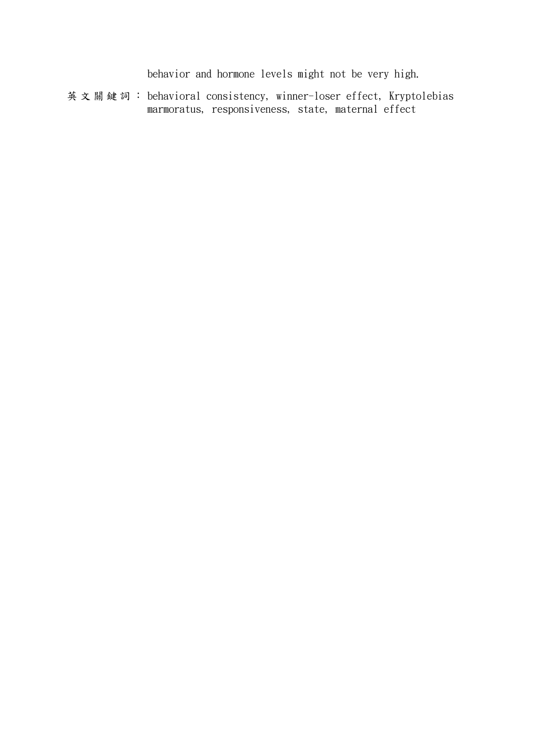behavior and hormone levels might not be very high.

英文關鍵詞： behavioral consistency, winner-loser effect, Kryptolebias marmoratus, responsiveness, state, maternal effect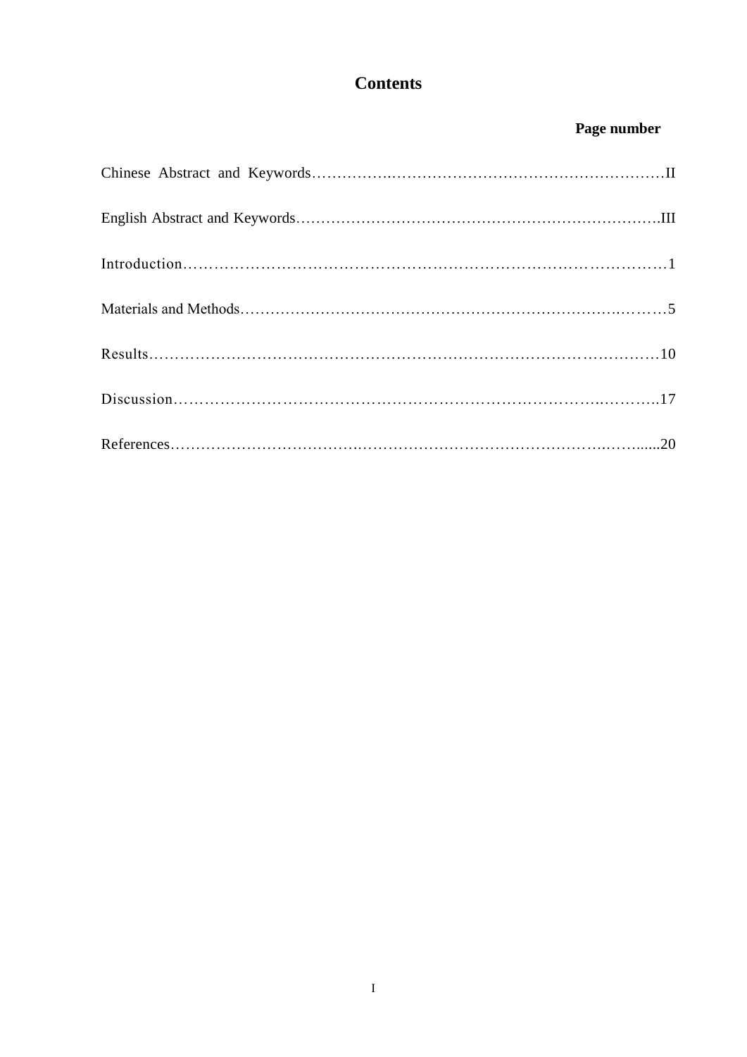# Contents

**Page number**

Chinese Abstract and Keywords……………………………………………………………II

English Abstract and Keywords………………………………………………………………III

Introduction………………………………………………………………………………1

Materials and Methods……………………………………………………………………5

Results……………………………………………………………………………………10

Discussion…………………………………………………………………………………17

References…………………………………………………………………………………20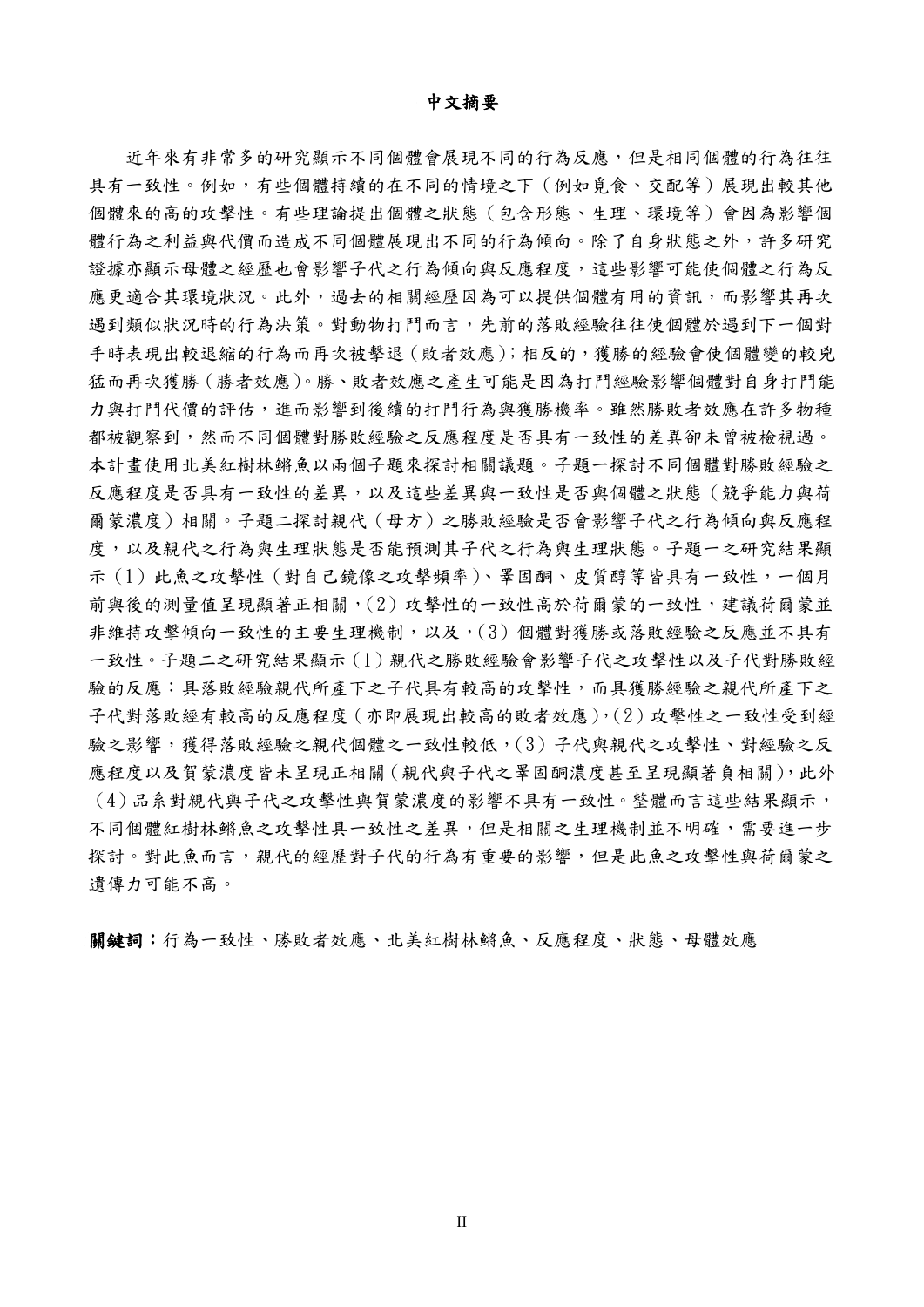# 中文摘要

近年來有非常多的研究顯示不同個體會展現不同的行為反應，但是相同個體的行為往往具有一致性。例如，有些個體持續的在不同的情境之下（例如覓食、交配等）展現出較其他個體來的高的攻擊性。有些理論提出個體之狀態（包含形態、生理、環境等）會因為影響個體行為之利益與代價而造成不同個體展現出不同的行為傾向。除了自身狀態之外，許多研究證據亦顯示母體之經歷也會影響子代之行為傾向與反應程度，這些影響可能使個體之行為反應更適合其環境狀況。此外，過去的相關經歷因為可以提供個體有用的資訊，而影響其再次遇到類似狀況時的行為決策。對動物打鬥而言，先前的落敗經驗往往使個體於遇到下一個對手時表現出較退縮的行為而再次被擊退（敗者效應）；相反的，獲勝的經驗會使個體變的較兇猛而再次獲勝（勝者效應）。勝、敗者效應之產生可能是因為打鬥經驗影響個體對自身打鬥能力與打鬥代價的評估，進而影響到後續的打鬥行為與獲勝機率。雖然勝敗者效應在許多物種都被觀察到，然而不同個體對勝敗經驗之反應程度是否具有一致性的差異卻未曾被檢視過。本計畫使用北美紅樹林鱂魚以兩個子題來探討相關議題。子題一探討不同個體對勝敗經驗之反應程度是否具有一致性的差異，以及這些差異與一致性是否與個體之狀態（競爭能力與荷爾蒙濃度）相關。子題二探討親代（母方）之勝敗經驗是否會影響子代之行為傾向與反應程度，以及親代之行為與生理狀態是否能預測其子代之行為與生理狀態。子題一之研究結果顯示（1）此魚之攻擊性（對自己鏡像之攻擊頻率）、睪固酮、皮質醇等皆具有一致性，一個月前與後的測量值呈現顯著正相關，（2）攻擊性的一致性高於荷爾蒙的一致性，建議荷爾蒙並非維持攻擊傾向一致性的主要生理機制，以及，（3）個體對獲勝或落敗經驗之反應並不具有一致性。子題二之研究結果顯示（1）親代之勝敗經驗會影響子代之攻擊性以及子代對勝敗經驗的反應：具落敗經驗親代所產下之子代具有較高的攻擊性，而具獲勝經驗之親代所產下之子代對落敗經有較高的反應程度（亦即展現出較高的敗者效應），（2）攻擊性之一致性受到經驗之影響，獲得落敗經驗之親代個體之一致性較低，（3）子代與親代之攻擊性、對經驗之反應程度以及賀蒙濃度皆未呈現正相關（親代與子代之睪固酮濃度甚至呈現顯著負相關），此外（4）品系對親代與子代之攻擊性與賀蒙濃度的影響不具有一致性。整體而言這些結果顯示，不同個體紅樹林鱂魚之攻擊性具一致性之差異，但是相關之生理機制並不明確，需要進一步探討。對此魚而言，親代的經歷對子代的行為有重要的影響，但是此魚之攻擊性與荷爾蒙之遺傳力可能不高。

**關鍵詞：**行為一致性、勝敗者效應、北美紅樹林鱂魚、反應程度、狀態、母體效應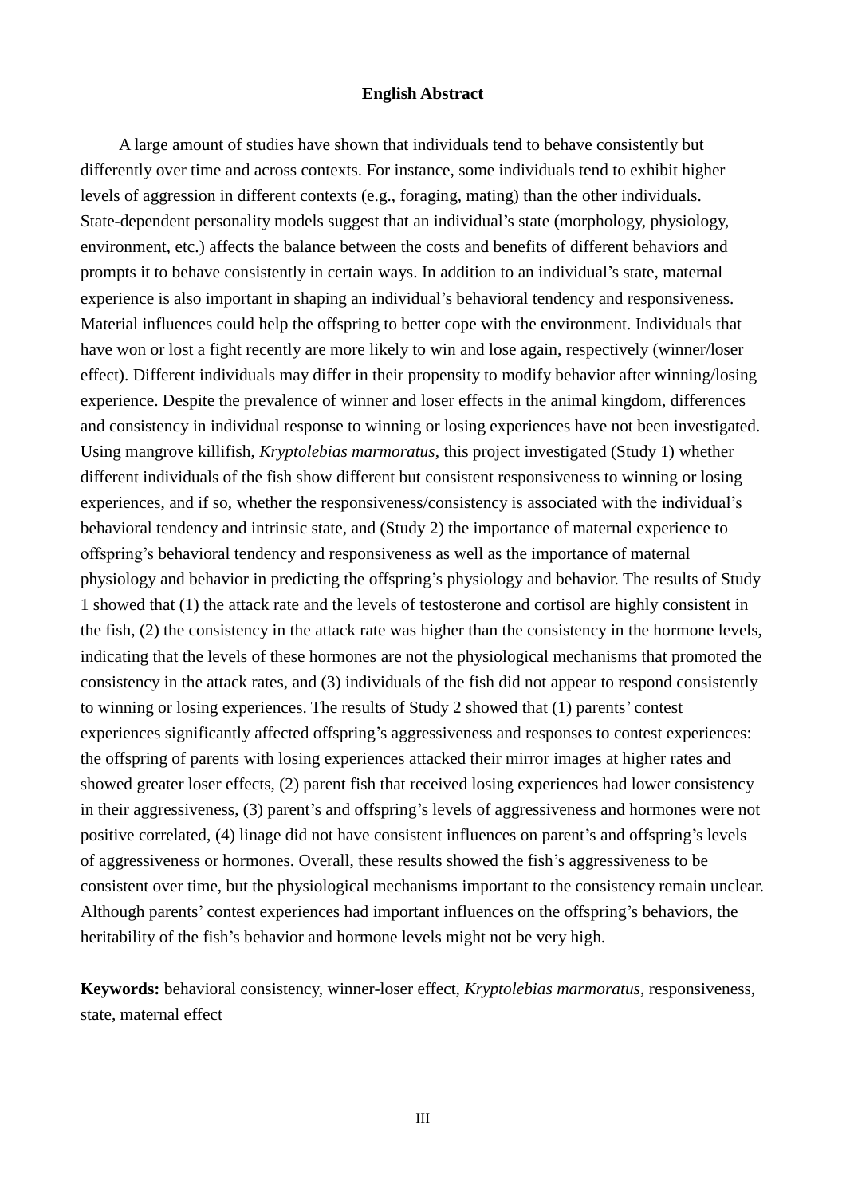# English Abstract

A large amount of studies have shown that individuals tend to behave consistently but differently over time and across contexts. For instance, some individuals tend to exhibit higher levels of aggression in different contexts (e.g., foraging, mating) than the other individuals. State-dependent personality models suggest that an individual's state (morphology, physiology, environment, etc.) affects the balance between the costs and benefits of different behaviors and prompts it to behave consistently in certain ways. In addition to an individual's state, maternal experience is also important in shaping an individual's behavioral tendency and responsiveness. Material influences could help the offspring to better cope with the environment. Individuals that have won or lost a fight recently are more likely to win and lose again, respectively (winner/loser effect). Different individuals may differ in their propensity to modify behavior after winning/losing experience. Despite the prevalence of winner and loser effects in the animal kingdom, differences and consistency in individual response to winning or losing experiences have not been investigated. Using mangrove killifish, *Kryptolebias marmoratus*, this project investigated (Study 1) whether different individuals of the fish show different but consistent responsiveness to winning or losing experiences, and if so, whether the responsiveness/consistency is associated with the individual's behavioral tendency and intrinsic state, and (Study 2) the importance of maternal experience to offspring's behavioral tendency and responsiveness as well as the importance of maternal physiology and behavior in predicting the offspring's physiology and behavior. The results of Study 1 showed that (1) the attack rate and the levels of testosterone and cortisol are highly consistent in the fish, (2) the consistency in the attack rate was higher than the consistency in the hormone levels, indicating that the levels of these hormones are not the physiological mechanisms that promoted the consistency in the attack rates, and (3) individuals of the fish did not appear to respond consistently to winning or losing experiences. The results of Study 2 showed that (1) parents' contest experiences significantly affected offspring's aggressiveness and responses to contest experiences: the offspring of parents with losing experiences attacked their mirror images at higher rates and showed greater loser effects, (2) parent fish that received losing experiences had lower consistency in their aggressiveness, (3) parent's and offspring's levels of aggressiveness and hormones were not positive correlated, (4) linage did not have consistent influences on parent's and offspring's levels of aggressiveness or hormones. Overall, these results showed the fish's aggressiveness to be consistent over time, but the physiological mechanisms important to the consistency remain unclear. Although parents' contest experiences had important influences on the offspring's behaviors, the heritability of the fish's behavior and hormone levels might not be very high.

**Keywords:** behavioral consistency, winner-loser effect, *Kryptolebias marmoratus*, responsiveness, state, maternal effect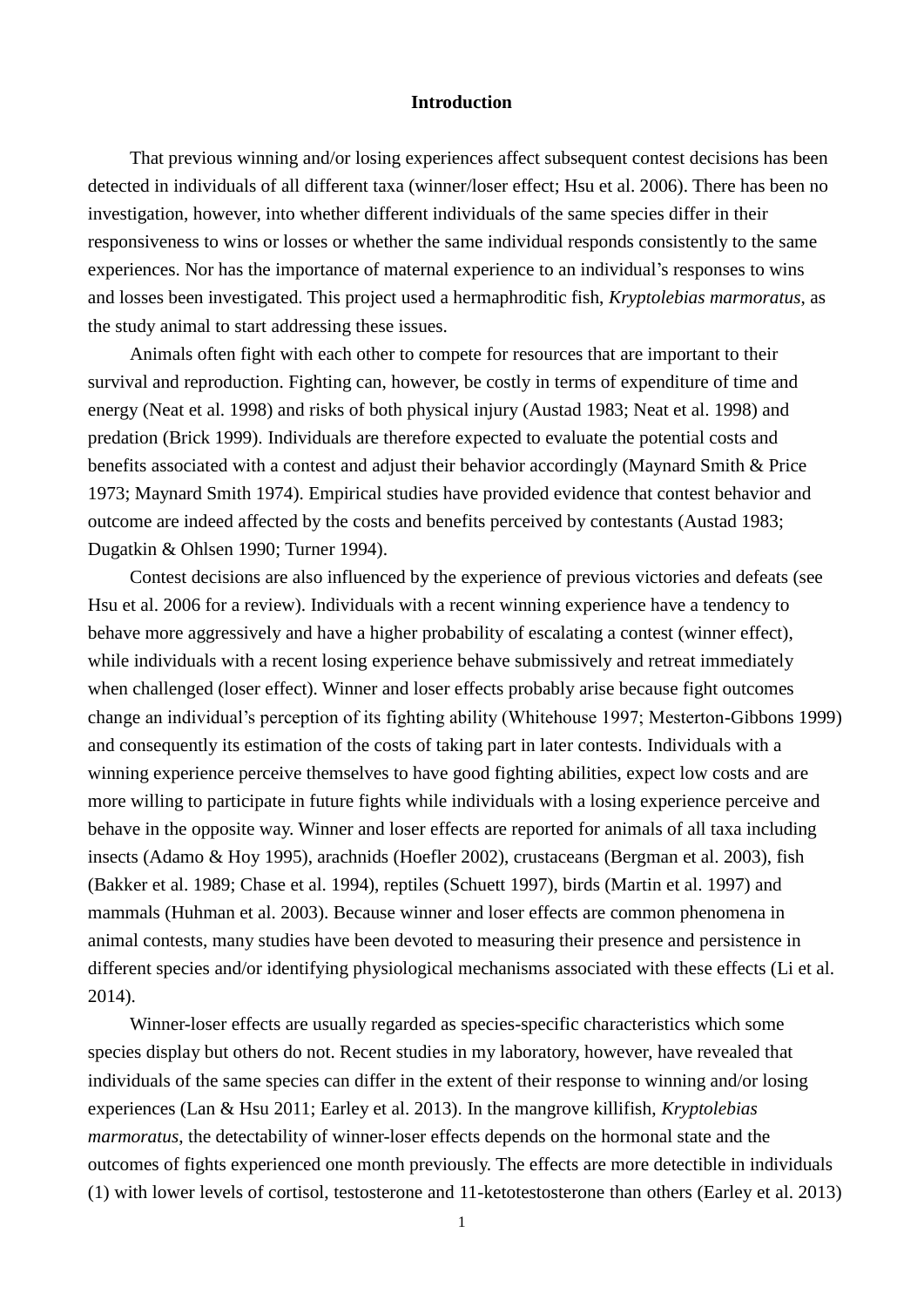# Introduction

That previous winning and/or losing experiences affect subsequent contest decisions has been detected in individuals of all different taxa (winner/loser effect; Hsu et al. 2006). There has been no investigation, however, into whether different individuals of the same species differ in their responsiveness to wins or losses or whether the same individual responds consistently to the same experiences. Nor has the importance of maternal experience to an individual's responses to wins and losses been investigated. This project used a hermaphroditic fish, *Kryptolebias marmoratus*, as the study animal to start addressing these issues.

Animals often fight with each other to compete for resources that are important to their survival and reproduction. Fighting can, however, be costly in terms of expenditure of time and energy (Neat et al. 1998) and risks of both physical injury (Austad 1983; Neat et al. 1998) and predation (Brick 1999). Individuals are therefore expected to evaluate the potential costs and benefits associated with a contest and adjust their behavior accordingly (Maynard Smith & Price 1973; Maynard Smith 1974). Empirical studies have provided evidence that contest behavior and outcome are indeed affected by the costs and benefits perceived by contestants (Austad 1983; Dugatkin & Ohlsen 1990; Turner 1994).

Contest decisions are also influenced by the experience of previous victories and defeats (see Hsu et al. 2006 for a review). Individuals with a recent winning experience have a tendency to behave more aggressively and have a higher probability of escalating a contest (winner effect), while individuals with a recent losing experience behave submissively and retreat immediately when challenged (loser effect). Winner and loser effects probably arise because fight outcomes change an individual's perception of its fighting ability (Whitehouse 1997; Mesterton-Gibbons 1999) and consequently its estimation of the costs of taking part in later contests. Individuals with a winning experience perceive themselves to have good fighting abilities, expect low costs and are more willing to participate in future fights while individuals with a losing experience perceive and behave in the opposite way. Winner and loser effects are reported for animals of all taxa including insects (Adamo & Hoy 1995), arachnids (Hoefler 2002), crustaceans (Bergman et al. 2003), fish (Bakker et al. 1989; Chase et al. 1994), reptiles (Schuett 1997), birds (Martin et al. 1997) and mammals (Huhman et al. 2003). Because winner and loser effects are common phenomena in animal contests, many studies have been devoted to measuring their presence and persistence in different species and/or identifying physiological mechanisms associated with these effects (Li et al. 2014).

Winner-loser effects are usually regarded as species-specific characteristics which some species display but others do not. Recent studies in my laboratory, however, have revealed that individuals of the same species can differ in the extent of their response to winning and/or losing experiences (Lan & Hsu 2011; Earley et al. 2013). In the mangrove killifish, *Kryptolebias marmoratus*, the detectability of winner-loser effects depends on the hormonal state and the outcomes of fights experienced one month previously. The effects are more detectible in individuals (1) with lower levels of cortisol, testosterone and 11-ketotestosterone than others (Earley et al. 2013)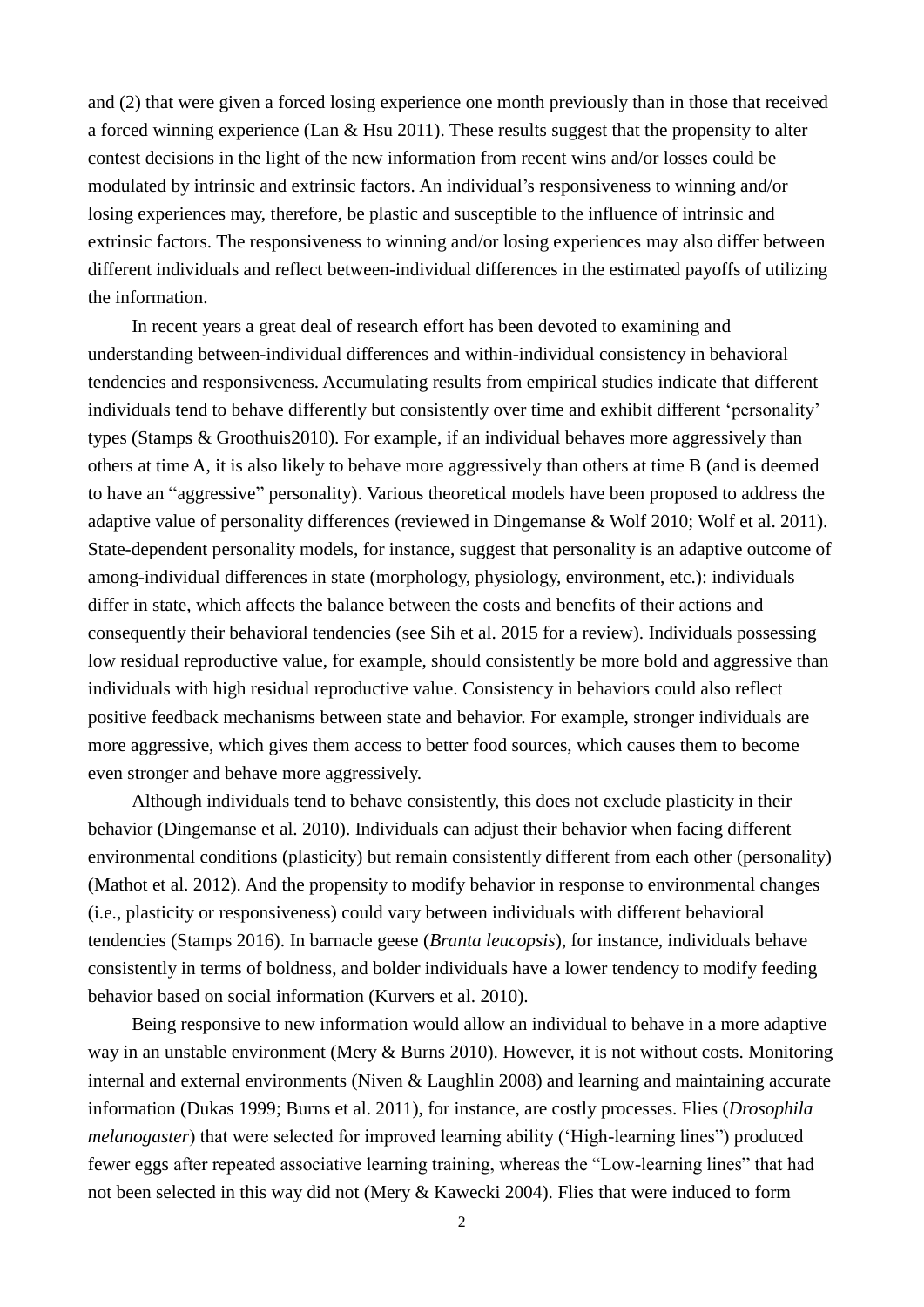and (2) that were given a forced losing experience one month previously than in those that received a forced winning experience (Lan & Hsu 2011). These results suggest that the propensity to alter contest decisions in the light of the new information from recent wins and/or losses could be modulated by intrinsic and extrinsic factors. An individual's responsiveness to winning and/or losing experiences may, therefore, be plastic and susceptible to the influence of intrinsic and extrinsic factors. The responsiveness to winning and/or losing experiences may also differ between different individuals and reflect between-individual differences in the estimated payoffs of utilizing the information.

In recent years a great deal of research effort has been devoted to examining and understanding between-individual differences and within-individual consistency in behavioral tendencies and responsiveness. Accumulating results from empirical studies indicate that different individuals tend to behave differently but consistently over time and exhibit different 'personality' types (Stamps & Groothuis2010). For example, if an individual behaves more aggressively than others at time A, it is also likely to behave more aggressively than others at time B (and is deemed to have an "aggressive" personality). Various theoretical models have been proposed to address the adaptive value of personality differences (reviewed in Dingemanse & Wolf 2010; Wolf et al. 2011). State-dependent personality models, for instance, suggest that personality is an adaptive outcome of among-individual differences in state (morphology, physiology, environment, etc.): individuals differ in state, which affects the balance between the costs and benefits of their actions and consequently their behavioral tendencies (see Sih et al. 2015 for a review). Individuals possessing low residual reproductive value, for example, should consistently be more bold and aggressive than individuals with high residual reproductive value. Consistency in behaviors could also reflect positive feedback mechanisms between state and behavior. For example, stronger individuals are more aggressive, which gives them access to better food sources, which causes them to become even stronger and behave more aggressively.

Although individuals tend to behave consistently, this does not exclude plasticity in their behavior (Dingemanse et al. 2010). Individuals can adjust their behavior when facing different environmental conditions (plasticity) but remain consistently different from each other (personality) (Mathot et al. 2012). And the propensity to modify behavior in response to environmental changes (i.e., plasticity or responsiveness) could vary between individuals with different behavioral tendencies (Stamps 2016). In barnacle geese (*Branta leucopsis*), for instance, individuals behave consistently in terms of boldness, and bolder individuals have a lower tendency to modify feeding behavior based on social information (Kurvers et al. 2010).

Being responsive to new information would allow an individual to behave in a more adaptive way in an unstable environment (Mery & Burns 2010). However, it is not without costs. Monitoring internal and external environments (Niven & Laughlin 2008) and learning and maintaining accurate information (Dukas 1999; Burns et al. 2011), for instance, are costly processes. Flies (*Drosophila melanogaster*) that were selected for improved learning ability ('High-learning lines") produced fewer eggs after repeated associative learning training, whereas the "Low-learning lines" that had not been selected in this way did not (Mery & Kawecki 2004). Flies that were induced to form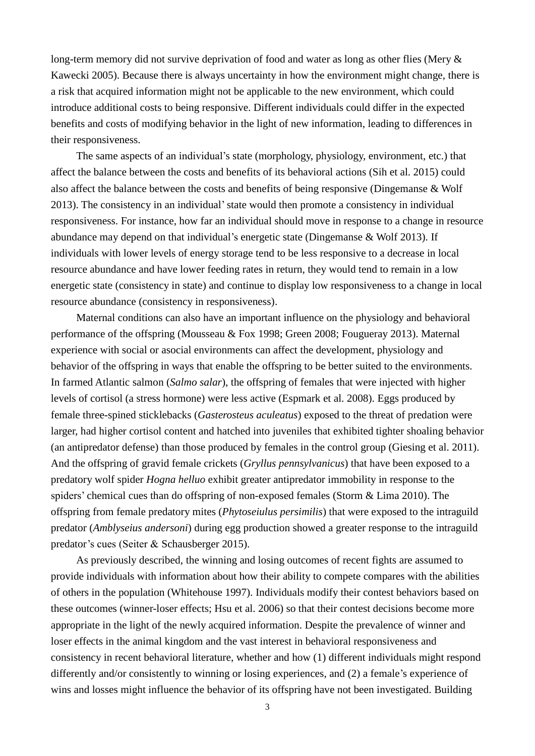long-term memory did not survive deprivation of food and water as long as other flies (Mery & Kawecki 2005). Because there is always uncertainty in how the environment might change, there is a risk that acquired information might not be applicable to the new environment, which could introduce additional costs to being responsive. Different individuals could differ in the expected benefits and costs of modifying behavior in the light of new information, leading to differences in their responsiveness.

The same aspects of an individual's state (morphology, physiology, environment, etc.) that affect the balance between the costs and benefits of its behavioral actions (Sih et al. 2015) could also affect the balance between the costs and benefits of being responsive (Dingemanse & Wolf 2013). The consistency in an individual' state would then promote a consistency in individual responsiveness. For instance, how far an individual should move in response to a change in resource abundance may depend on that individual's energetic state (Dingemanse & Wolf 2013). If individuals with lower levels of energy storage tend to be less responsive to a decrease in local resource abundance and have lower feeding rates in return, they would tend to remain in a low energetic state (consistency in state) and continue to display low responsiveness to a change in local resource abundance (consistency in responsiveness).

Maternal conditions can also have an important influence on the physiology and behavioral performance of the offspring (Mousseau & Fox 1998; Green 2008; Fougeray 2013). Maternal experience with social or asocial environments can affect the development, physiology and behavior of the offspring in ways that enable the offspring to be better suited to the environments. In farmed Atlantic salmon (*Salmo salar*), the offspring of females that were injected with higher levels of cortisol (a stress hormone) were less active (Espmark et al. 2008). Eggs produced by female three-spined sticklebacks (*Gasterosteus aculeatus*) exposed to the threat of predation were larger, had higher cortisol content and hatched into juveniles that exhibited tighter shoaling behavior (an antipredator defense) than those produced by females in the control group (Giesing et al. 2011). And the offspring of gravid female crickets (*Gryllus pennsylvanicus*) that have been exposed to a predatory wolf spider *Hogna helluo* exhibit greater antipredator immobility in response to the spiders' chemical cues than do offspring of non-exposed females (Storm & Lima 2010). The offspring from female predatory mites (*Phytoseiulus persimilis*) that were exposed to the intraguild predator (*Amblyseius andersoni*) during egg production showed a greater response to the intraguild predator's cues (Seiter & Schausberger 2015).

As previously described, the winning and losing outcomes of recent fights are assumed to provide individuals with information about how their ability to compete compares with the abilities of others in the population (Whitehouse 1997). Individuals modify their contest behaviors based on these outcomes (winner-loser effects; Hsu et al. 2006) so that their contest decisions become more appropriate in the light of the newly acquired information. Despite the prevalence of winner and loser effects in the animal kingdom and the vast interest in behavioral responsiveness and consistency in recent behavioral literature, whether and how (1) different individuals might respond differently and/or consistently to winning or losing experiences, and (2) a female's experience of wins and losses might influence the behavior of its offspring have not been investigated. Building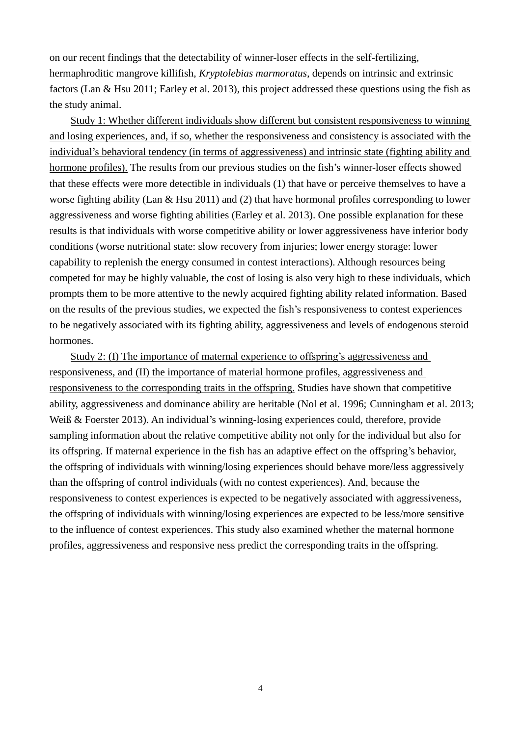on our recent findings that the detectability of winner-loser effects in the self-fertilizing, hermaphroditic mangrove killifish, *Kryptolebias marmoratus*, depends on intrinsic and extrinsic factors (Lan & Hsu 2011; Earley et al. 2013), this project addressed these questions using the fish as the study animal.

<u>Study 1: Whether different individuals show different but consistent responsiveness to winning and losing experiences, and, if so, whether the responsiveness and consistency is associated with the individual's behavioral tendency (in terms of aggressiveness) and intrinsic state (fighting ability and hormone profiles).</u> The results from our previous studies on the fish's winner-loser effects showed that these effects were more detectible in individuals (1) that have or perceive themselves to have a worse fighting ability (Lan & Hsu 2011) and (2) that have hormonal profiles corresponding to lower aggressiveness and worse fighting abilities (Earley et al. 2013). One possible explanation for these results is that individuals with worse competitive ability or lower aggressiveness have inferior body conditions (worse nutritional state: slow recovery from injuries; lower energy storage: lower capability to replenish the energy consumed in contest interactions). Although resources being competed for may be highly valuable, the cost of losing is also very high to these individuals, which prompts them to be more attentive to the newly acquired fighting ability related information. Based on the results of the previous studies, we expected the fish's responsiveness to contest experiences to be negatively associated with its fighting ability, aggressiveness and levels of endogenous steroid hormones.

<u>Study 2: (I) The importance of maternal experience to offspring's aggressiveness and responsiveness, and (II) the importance of material hormone profiles, aggressiveness and responsiveness to the corresponding traits in the offspring.</u> Studies have shown that competitive ability, aggressiveness and dominance ability are heritable (Nol et al. 1996; Cunningham et al. 2013; Weiß & Foerster 2013). An individual's winning-losing experiences could, therefore, provide sampling information about the relative competitive ability not only for the individual but also for its offspring. If maternal experience in the fish has an adaptive effect on the offspring's behavior, the offspring of individuals with winning/losing experiences should behave more/less aggressively than the offspring of control individuals (with no contest experiences). And, because the responsiveness to contest experiences is expected to be negatively associated with aggressiveness, the offspring of individuals with winning/losing experiences are expected to be less/more sensitive to the influence of contest experiences. This study also examined whether the maternal hormone profiles, aggressiveness and responsive ness predict the corresponding traits in the offspring.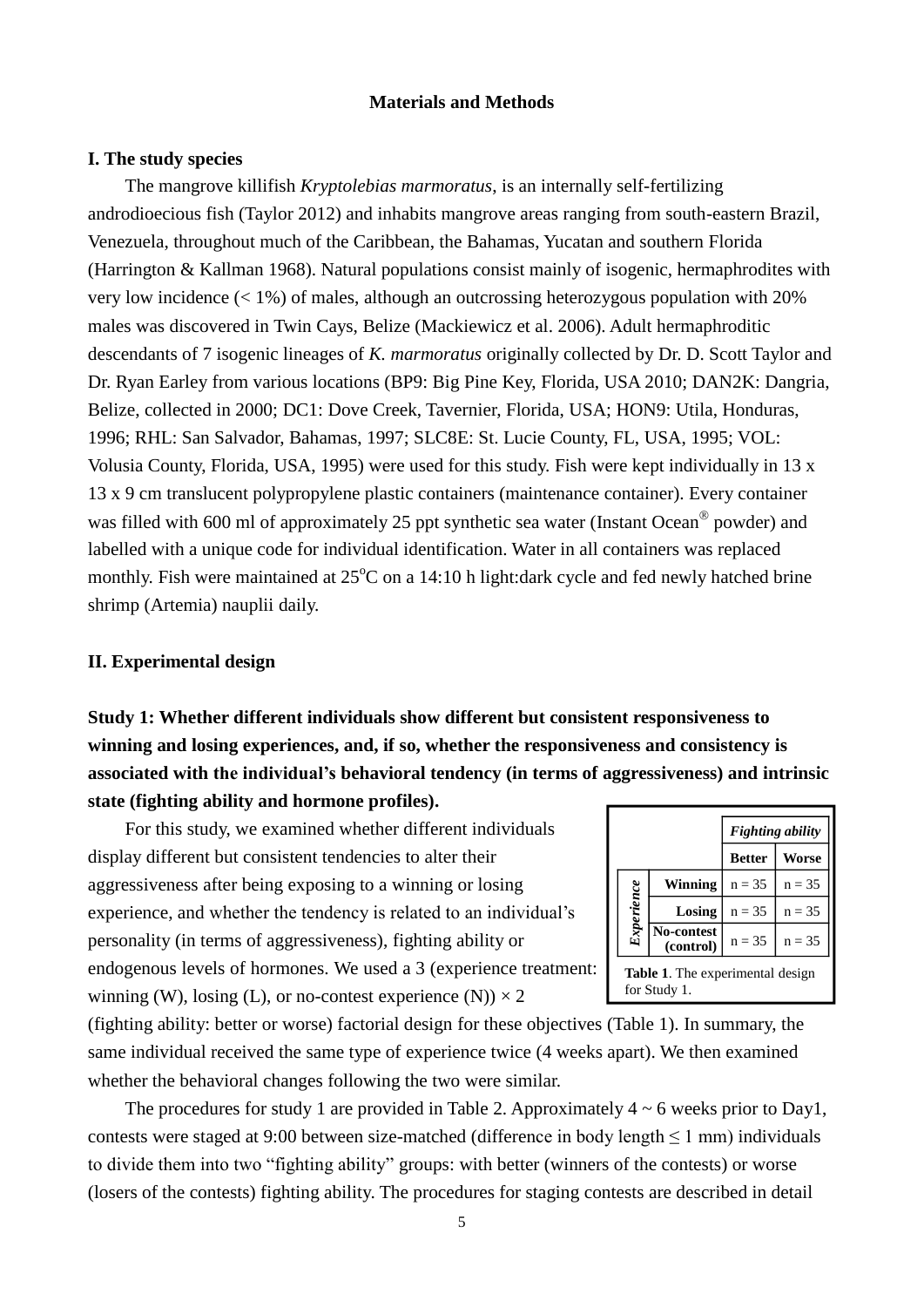## Materials and Methods

### I. The study species

The mangrove killifish *Kryptolebias marmoratus*, is an internally self-fertilizing androdioecious fish (Taylor 2012) and inhabits mangrove areas ranging from south-eastern Brazil, Venezuela, throughout much of the Caribbean, the Bahamas, Yucatan and southern Florida (Harrington & Kallman 1968). Natural populations consist mainly of isogenic, hermaphrodites with very low incidence (< 1%) of males, although an outcrossing heterozygous population with 20% males was discovered in Twin Cays, Belize (Mackiewicz et al. 2006). Adult hermaphroditic descendants of 7 isogenic lineages of *K. marmoratus* originally collected by Dr. D. Scott Taylor and Dr. Ryan Earley from various locations (BP9: Big Pine Key, Florida, USA 2010; DAN2K: Dangria, Belize, collected in 2000; DC1: Dove Creek, Tavernier, Florida, USA; HON9: Utila, Honduras, 1996; RHL: San Salvador, Bahamas, 1997; SLC8E: St. Lucie County, FL, USA, 1995; VOL: Volusia County, Florida, USA, 1995) were used for this study. Fish were kept individually in 13 x 13 x 9 cm translucent polypropylene plastic containers (maintenance container). Every container was filled with 600 ml of approximately 25 ppt synthetic sea water (Instant Ocean® powder) and labelled with a unique code for individual identification. Water in all containers was replaced monthly. Fish were maintained at 25°C on a 14:10 h light:dark cycle and fed newly hatched brine shrimp (Artemia) nauplii daily.

### II. Experimental design

**Study 1: Whether different individuals show different but consistent responsiveness to winning and losing experiences, and, if so, whether the responsiveness and consistency is associated with the individual's behavioral tendency (in terms of aggressiveness) and intrinsic state (fighting ability and hormone profiles).**

For this study, we examined whether different individuals display different but consistent tendencies to alter their aggressiveness after being exposing to a winning or losing experience, and whether the tendency is related to an individual's personality (in terms of aggressiveness), fighting ability or endogenous levels of hormones. We used a 3 (experience treatment: winning (W), losing (L), or no-contest experience (N)) × 2 (fighting ability: better or worse) factorial design for these objectives (Table 1). In summary, the same individual received the same type of experience twice (4 weeks apart). We then examined whether the behavioral changes following the two were similar.

| | | *Fighting ability* | |
|---|---|---|---|
| | | **Better** | **Worse** |
| ***Experience*** | **Winning** | n = 35 | n = 35 |
| | **Losing** | n = 35 | n = 35 |
| | **No-contest (control)** | n = 35 | n = 35 |

**Table 1**. The experimental design for Study 1.

The procedures for study 1 are provided in Table 2. Approximately 4 ~ 6 weeks prior to Day1, contests were staged at 9:00 between size-matched (difference in body length ≤ 1 mm) individuals to divide them into two "fighting ability" groups: with better (winners of the contests) or worse (losers of the contests) fighting ability. The procedures for staging contests are described in detail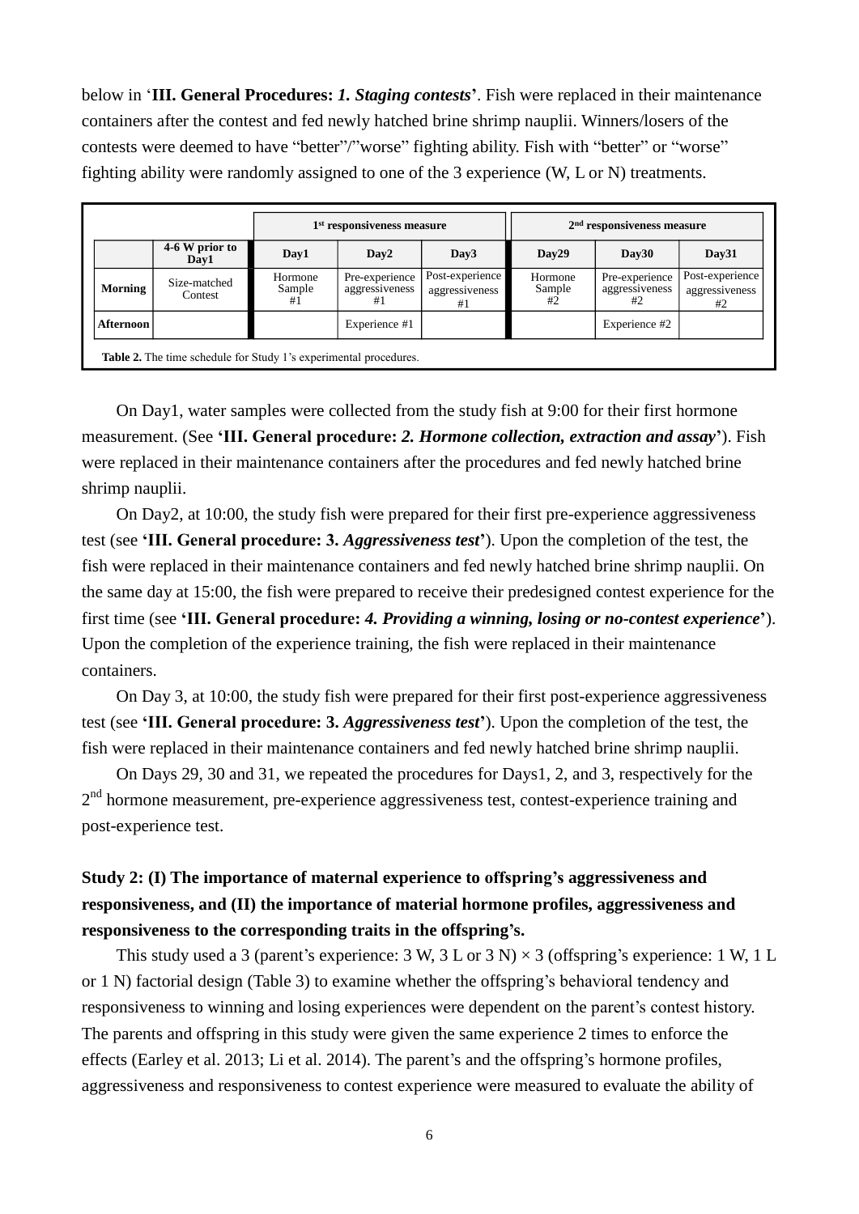below in '**III. General Procedures:** ***1. Staging contests***'. Fish were replaced in their maintenance containers after the contest and fed newly hatched brine shrimp nauplii. Winners/losers of the contests were deemed to have "better"/"worse" fighting ability. Fish with "better" or "worse" fighting ability were randomly assigned to one of the 3 experience (W, L or N) treatments.

| | | 1st responsiveness measure | | | 2nd responsiveness measure | | |
|---|---|---|---|---|---|---|---|
| | **4-6 W prior to Day1** | **Day1** | **Day2** | **Day3** | **Day29** | **Day30** | **Day31** |
| **Morning** | Size-matched Contest | Hormone Sample #1 | Pre-experience aggressiveness #1 | Post-experience aggressiveness #1 | Hormone Sample #2 | Pre-experience aggressiveness #2 | Post-experience aggressiveness #2 |
| **Afternoon** | | | Experience #1 | | | Experience #2 | |

**Table 2.** The time schedule for Study 1's experimental procedures.

On Day1, water samples were collected from the study fish at 9:00 for their first hormone measurement. (See **'III. General procedure:** ***2. Hormone collection, extraction and assay*'**). Fish were replaced in their maintenance containers after the procedures and fed newly hatched brine shrimp nauplii.

On Day2, at 10:00, the study fish were prepared for their first pre-experience aggressiveness test (see **'III. General procedure: 3.** ***Aggressiveness test*'**). Upon the completion of the test, the fish were replaced in their maintenance containers and fed newly hatched brine shrimp nauplii. On the same day at 15:00, the fish were prepared to receive their predesigned contest experience for the first time (see **'III. General procedure:** ***4. Providing a winning, losing or no-contest experience*'**). Upon the completion of the experience training, the fish were replaced in their maintenance containers.

On Day 3, at 10:00, the study fish were prepared for their first post-experience aggressiveness test (see **'III. General procedure: 3.** ***Aggressiveness test*'**). Upon the completion of the test, the fish were replaced in their maintenance containers and fed newly hatched brine shrimp nauplii.

On Days 29, 30 and 31, we repeated the procedures for Days1, 2, and 3, respectively for the 2nd hormone measurement, pre-experience aggressiveness test, contest-experience training and post-experience test.

### Study 2: (I) The importance of maternal experience to offspring's aggressiveness and responsiveness, and (II) the importance of material hormone profiles, aggressiveness and responsiveness to the corresponding traits in the offspring's.

This study used a 3 (parent's experience: 3 W, 3 L or 3 N) × 3 (offspring's experience: 1 W, 1 L or 1 N) factorial design (Table 3) to examine whether the offspring's behavioral tendency and responsiveness to winning and losing experiences were dependent on the parent's contest history. The parents and offspring in this study were given the same experience 2 times to enforce the effects (Earley et al. 2013; Li et al. 2014). The parent's and the offspring's hormone profiles, aggressiveness and responsiveness to contest experience were measured to evaluate the ability of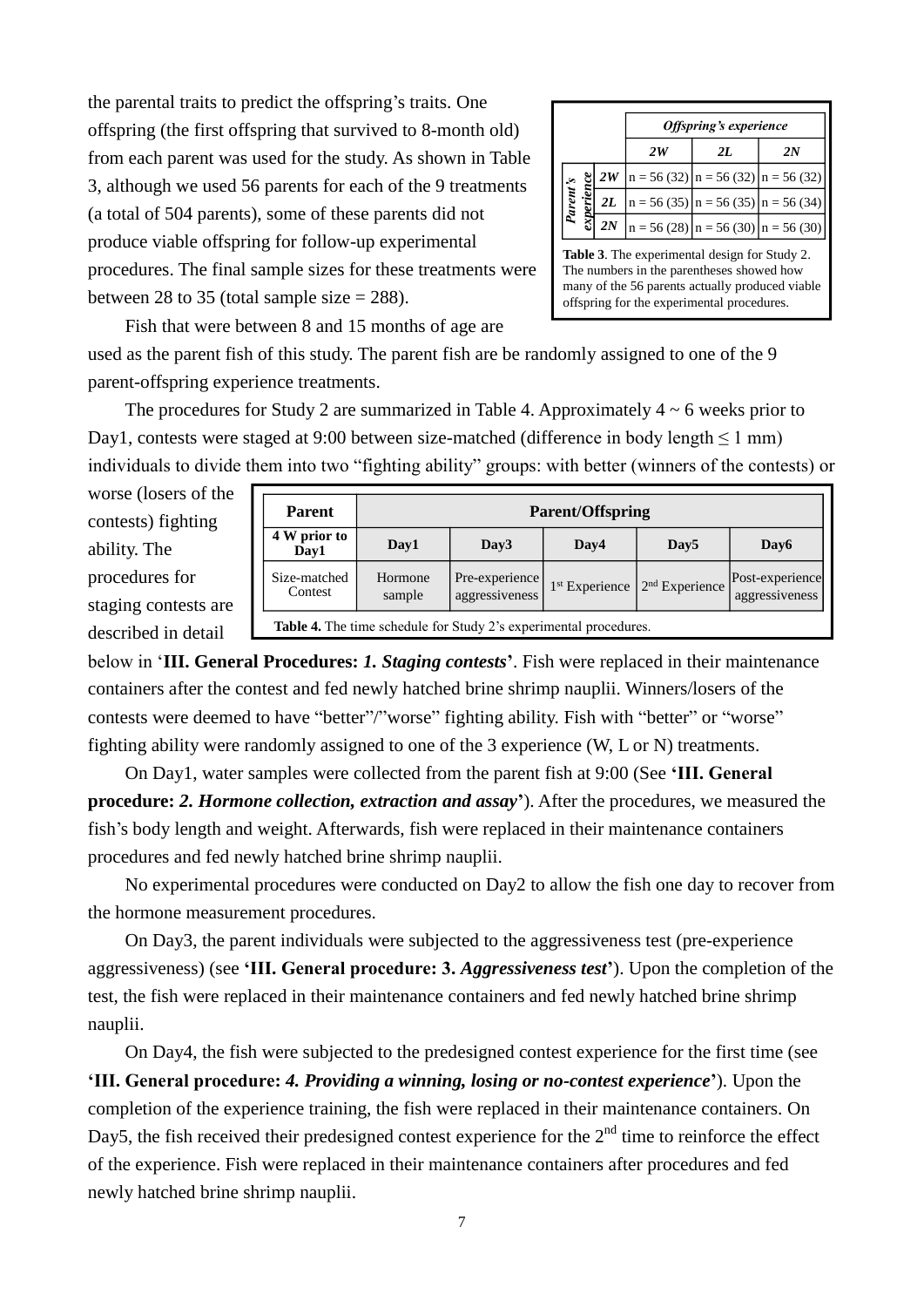the parental traits to predict the offspring's traits. One offspring (the first offspring that survived to 8-month old) from each parent was used for the study. As shown in Table 3, although we used 56 parents for each of the 9 treatments (a total of 504 parents), some of these parents did not produce viable offspring for follow-up experimental procedures. The final sample sizes for these treatments were between 28 to 35 (total sample size = 288).

| | | ***Offspring's experience*** | | |
|---|---|---|---|---|
| | | ***2W*** | ***2L*** | ***2N*** |
| ***Parent's experience*** | ***2W*** | n = 56 (32) | n = 56 (32) | n = 56 (32) |
| | ***2L*** | n = 56 (35) | n = 56 (35) | n = 56 (34) |
| | ***2N*** | n = 56 (28) | n = 56 (30) | n = 56 (30) |

**Table 3**. The experimental design for Study 2. The numbers in the parentheses showed how many of the 56 parents actually produced viable offspring for the experimental procedures.

Fish that were between 8 and 15 months of age are used as the parent fish of this study. The parent fish are be randomly assigned to one of the 9 parent-offspring experience treatments.

The procedures for Study 2 are summarized in Table 4. Approximately 4 ~ 6 weeks prior to Day1, contests were staged at 9:00 between size-matched (difference in body length ≤ 1 mm) individuals to divide them into two "fighting ability" groups: with better (winners of the contests) or worse (losers of the contests) fighting ability. The procedures for staging contests are described in detail below in '**III. General Procedures:** ***1. Staging contests***'. Fish were replaced in their maintenance containers after the contest and fed newly hatched brine shrimp nauplii. Winners/losers of the contests were deemed to have "better"/"worse" fighting ability. Fish with "better" or "worse" fighting ability were randomly assigned to one of the 3 experience (W, L or N) treatments.

| **Parent** | **Parent/Offspring** | | | | |
|---|---|---|---|---|---|
| **4 W prior to Day1** | **Day1** | **Day3** | **Day4** | **Day5** | **Day6** |
| Size-matched Contest | Hormone sample | Pre-experience aggressiveness | 1st Experience | 2nd Experience | Post-experience aggressiveness |

**Table 4.** The time schedule for Study 2's experimental procedures.

On Day1, water samples were collected from the parent fish at 9:00 (See **'III. General procedure:** ***2. Hormone collection, extraction and assay*'**). After the procedures, we measured the fish's body length and weight. Afterwards, fish were replaced in their maintenance containers procedures and fed newly hatched brine shrimp nauplii.

No experimental procedures were conducted on Day2 to allow the fish one day to recover from the hormone measurement procedures.

On Day3, the parent individuals were subjected to the aggressiveness test (pre-experience aggressiveness) (see **'III. General procedure: 3.** ***Aggressiveness test*'**). Upon the completion of the test, the fish were replaced in their maintenance containers and fed newly hatched brine shrimp nauplii.

On Day4, the fish were subjected to the predesigned contest experience for the first time (see **'III. General procedure:** ***4. Providing a winning, losing or no-contest experience*'**). Upon the completion of the experience training, the fish were replaced in their maintenance containers. On Day5, the fish received their predesigned contest experience for the 2nd time to reinforce the effect of the experience. Fish were replaced in their maintenance containers after procedures and fed newly hatched brine shrimp nauplii.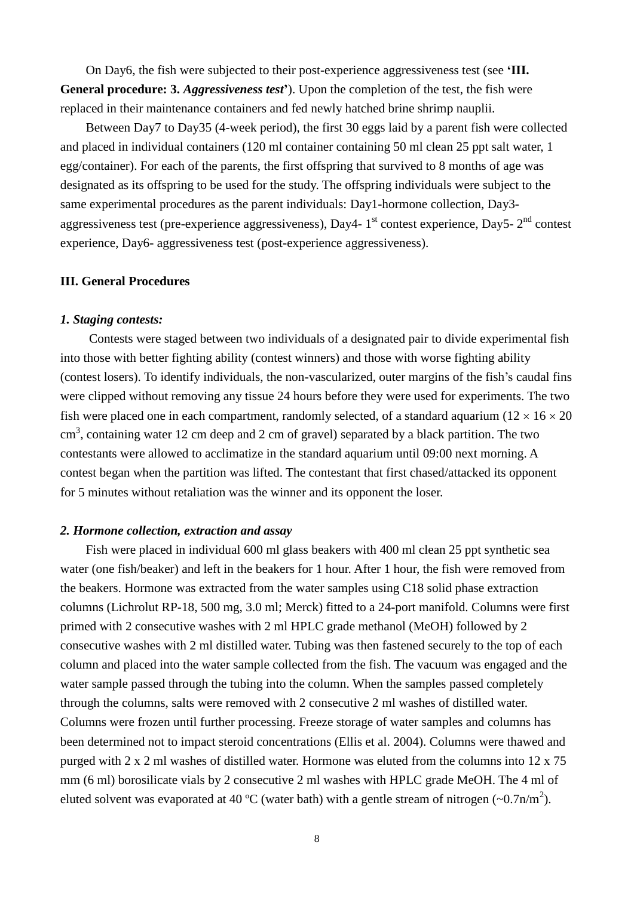On Day6, the fish were subjected to their post-experience aggressiveness test (see **'III. General procedure: 3. *Aggressiveness test*'**). Upon the completion of the test, the fish were replaced in their maintenance containers and fed newly hatched brine shrimp nauplii.

Between Day7 to Day35 (4-week period), the first 30 eggs laid by a parent fish were collected and placed in individual containers (120 ml container containing 50 ml clean 25 ppt salt water, 1 egg/container). For each of the parents, the first offspring that survived to 8 months of age was designated as its offspring to be used for the study. The offspring individuals were subject to the same experimental procedures as the parent individuals: Day1-hormone collection, Day3-aggressiveness test (pre-experience aggressiveness), Day4- 1$^{st}$ contest experience, Day5- 2$^{nd}$ contest experience, Day6- aggressiveness test (post-experience aggressiveness).

## III. General Procedures

### *1. Staging contests:*

Contests were staged between two individuals of a designated pair to divide experimental fish into those with better fighting ability (contest winners) and those with worse fighting ability (contest losers). To identify individuals, the non-vascularized, outer margins of the fish's caudal fins were clipped without removing any tissue 24 hours before they were used for experiments. The two fish were placed one in each compartment, randomly selected, of a standard aquarium ($12 \times 16 \times 20$ cm$^3$, containing water 12 cm deep and 2 cm of gravel) separated by a black partition. The two contestants were allowed to acclimatize in the standard aquarium until 09:00 next morning. A contest began when the partition was lifted. The contestant that first chased/attacked its opponent for 5 minutes without retaliation was the winner and its opponent the loser.

### *2. Hormone collection, extraction and assay*

Fish were placed in individual 600 ml glass beakers with 400 ml clean 25 ppt synthetic sea water (one fish/beaker) and left in the beakers for 1 hour. After 1 hour, the fish were removed from the beakers. Hormone was extracted from the water samples using C18 solid phase extraction columns (Lichrolut RP-18, 500 mg, 3.0 ml; Merck) fitted to a 24-port manifold. Columns were first primed with 2 consecutive washes with 2 ml HPLC grade methanol (MeOH) followed by 2 consecutive washes with 2 ml distilled water. Tubing was then fastened securely to the top of each column and placed into the water sample collected from the fish. The vacuum was engaged and the water sample passed through the tubing into the column. When the samples passed completely through the columns, salts were removed with 2 consecutive 2 ml washes of distilled water. Columns were frozen until further processing. Freeze storage of water samples and columns has been determined not to impact steroid concentrations (Ellis et al. 2004). Columns were thawed and purged with 2 x 2 ml washes of distilled water. Hormone was eluted from the columns into 12 x 75 mm (6 ml) borosilicate vials by 2 consecutive 2 ml washes with HPLC grade MeOH. The 4 ml of eluted solvent was evaporated at 40 ºC (water bath) with a gentle stream of nitrogen (~0.7n/m$^2$).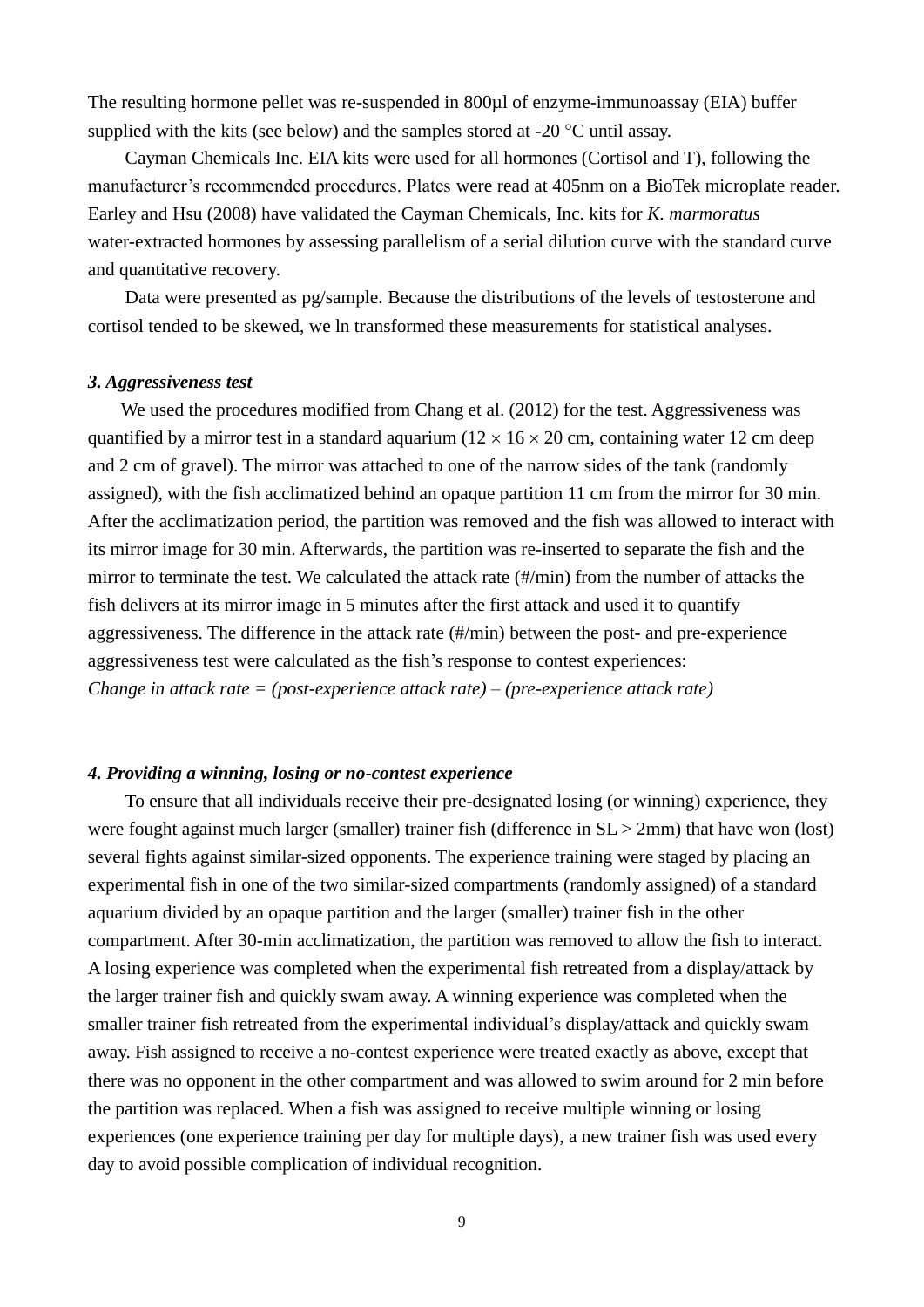The resulting hormone pellet was re-suspended in 800μl of enzyme-immunoassay (EIA) buffer supplied with the kits (see below) and the samples stored at -20 °C until assay.

Cayman Chemicals Inc. EIA kits were used for all hormones (Cortisol and T), following the manufacturer's recommended procedures. Plates were read at 405nm on a BioTek microplate reader. Earley and Hsu (2008) have validated the Cayman Chemicals, Inc. kits for *K. marmoratus* water-extracted hormones by assessing parallelism of a serial dilution curve with the standard curve and quantitative recovery.

Data were presented as pg/sample. Because the distributions of the levels of testosterone and cortisol tended to be skewed, we ln transformed these measurements for statistical analyses.

***3. Aggressiveness test***

We used the procedures modified from Chang et al. (2012) for the test. Aggressiveness was quantified by a mirror test in a standard aquarium ($12 \times 16 \times 20$ cm, containing water 12 cm deep and 2 cm of gravel). The mirror was attached to one of the narrow sides of the tank (randomly assigned), with the fish acclimatized behind an opaque partition 11 cm from the mirror for 30 min. After the acclimatization period, the partition was removed and the fish was allowed to interact with its mirror image for 30 min. Afterwards, the partition was re-inserted to separate the fish and the mirror to terminate the test. We calculated the attack rate (#/min) from the number of attacks the fish delivers at its mirror image in 5 minutes after the first attack and used it to quantify aggressiveness. The difference in the attack rate (#/min) between the post- and pre-experience aggressiveness test were calculated as the fish's response to contest experiences:

*Change in attack rate = (post-experience attack rate) – (pre-experience attack rate)*

***4. Providing a winning, losing or no-contest experience***

To ensure that all individuals receive their pre-designated losing (or winning) experience, they were fought against much larger (smaller) trainer fish (difference in SL > 2mm) that have won (lost) several fights against similar-sized opponents. The experience training were staged by placing an experimental fish in one of the two similar-sized compartments (randomly assigned) of a standard aquarium divided by an opaque partition and the larger (smaller) trainer fish in the other compartment. After 30-min acclimatization, the partition was removed to allow the fish to interact. A losing experience was completed when the experimental fish retreated from a display/attack by the larger trainer fish and quickly swam away. A winning experience was completed when the smaller trainer fish retreated from the experimental individual's display/attack and quickly swam away. Fish assigned to receive a no-contest experience were treated exactly as above, except that there was no opponent in the other compartment and was allowed to swim around for 2 min before the partition was replaced. When a fish was assigned to receive multiple winning or losing experiences (one experience training per day for multiple days), a new trainer fish was used every day to avoid possible complication of individual recognition.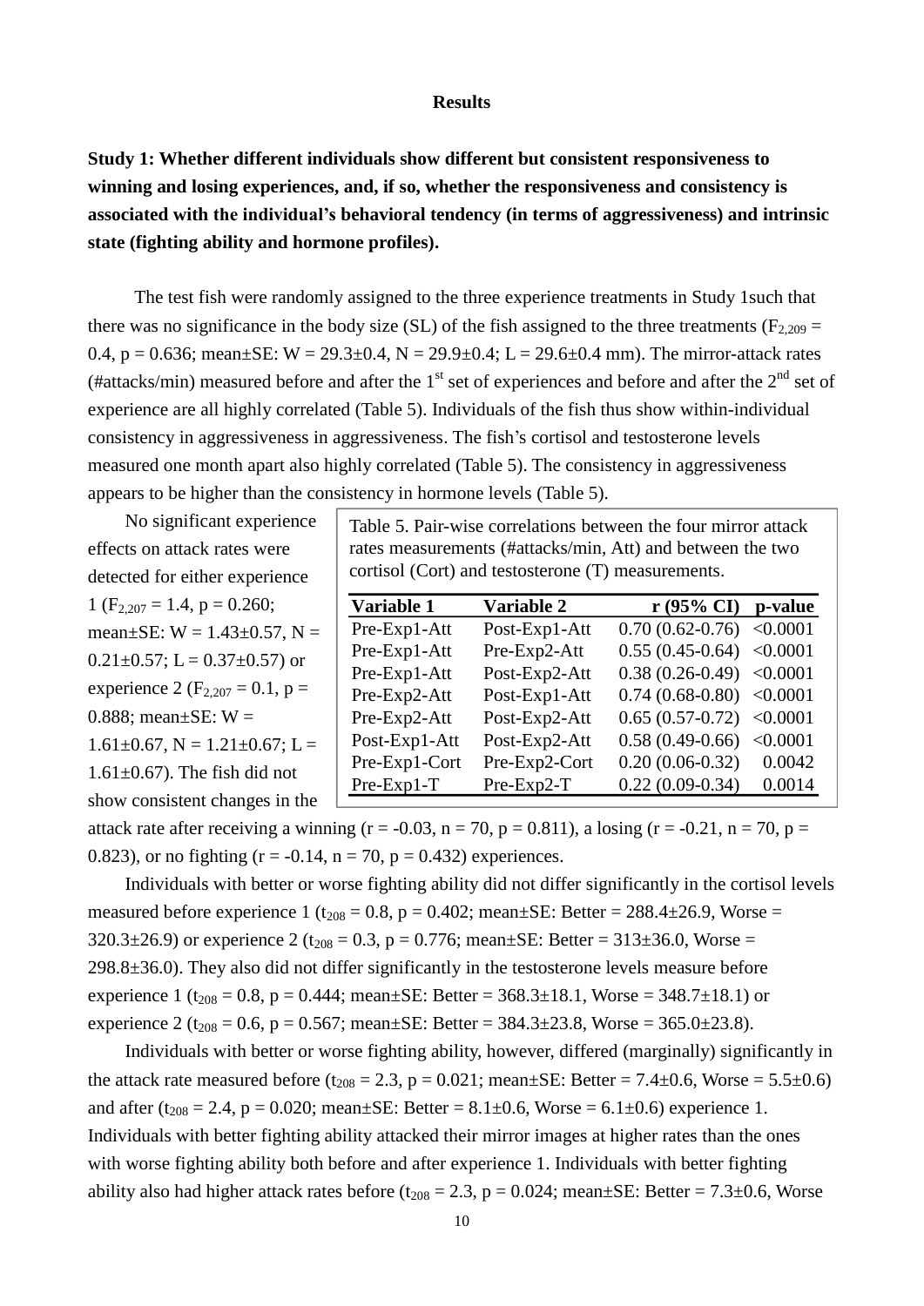# Results

**Study 1: Whether different individuals show different but consistent responsiveness to winning and losing experiences, and, if so, whether the responsiveness and consistency is associated with the individual's behavioral tendency (in terms of aggressiveness) and intrinsic state (fighting ability and hormone profiles).**

The test fish were randomly assigned to the three experience treatments in Study 1such that there was no significance in the body size (SL) of the fish assigned to the three treatments ($F_{2,209}$ = 0.4, p = 0.636; mean±SE: W = 29.3±0.4, N = 29.9±0.4; L = 29.6±0.4 mm). The mirror-attack rates (#attacks/min) measured before and after the 1[st] set of experiences and before and after the 2[nd] set of experience are all highly correlated (Table 5). Individuals of the fish thus show within-individual consistency in aggressiveness in aggressiveness. The fish's cortisol and testosterone levels measured one month apart also highly correlated (Table 5). The consistency in aggressiveness appears to be higher than the consistency in hormone levels (Table 5).

Table 5. Pair-wise correlations between the four mirror attack rates measurements (#attacks/min, Att) and between the two cortisol (Cort) and testosterone (T) measurements.

| Variable 1 | Variable 2 | r (95% CI) | p-value |
|---|---|---|---|
| Pre-Exp1-Att | Post-Exp1-Att | 0.70 (0.62-0.76) | <0.0001 |
| Pre-Exp1-Att | Pre-Exp2-Att | 0.55 (0.45-0.64) | <0.0001 |
| Pre-Exp1-Att | Post-Exp2-Att | 0.38 (0.26-0.49) | <0.0001 |
| Pre-Exp2-Att | Post-Exp1-Att | 0.74 (0.68-0.80) | <0.0001 |
| Pre-Exp2-Att | Post-Exp2-Att | 0.65 (0.57-0.72) | <0.0001 |
| Post-Exp1-Att | Post-Exp2-Att | 0.58 (0.49-0.66) | <0.0001 |
| Pre-Exp1-Cort | Pre-Exp2-Cort | 0.20 (0.06-0.32) | 0.0042 |
| Pre-Exp1-T | Pre-Exp2-T | 0.22 (0.09-0.34) | 0.0014 |

No significant experience effects on attack rates were detected for either experience 1 ($F_{2,207}$ = 1.4, p = 0.260; mean±SE: W = 1.43±0.57, N = 0.21±0.57; L = 0.37±0.57) or experience 2 ($F_{2,207}$ = 0.1, p = 0.888; mean±SE: W = 1.61±0.67, N = 1.21±0.67; L = 1.61±0.67). The fish did not show consistent changes in the attack rate after receiving a winning (r = -0.03, n = 70, p = 0.811), a losing (r = -0.21, n = 70, p = 0.823), or no fighting (r = -0.14, n = 70, p = 0.432) experiences.

Individuals with better or worse fighting ability did not differ significantly in the cortisol levels measured before experience 1 ($t_{208}$ = 0.8, p = 0.402; mean±SE: Better = 288.4±26.9, Worse = 320.3±26.9) or experience 2 ($t_{208}$ = 0.3, p = 0.776; mean±SE: Better = 313±36.0, Worse = 298.8±36.0). They also did not differ significantly in the testosterone levels measure before experience 1 ($t_{208}$ = 0.8, p = 0.444; mean±SE: Better = 368.3±18.1, Worse = 348.7±18.1) or experience 2 ($t_{208}$ = 0.6, p = 0.567; mean±SE: Better = 384.3±23.8, Worse = 365.0±23.8).

Individuals with better or worse fighting ability, however, differed (marginally) significantly in the attack rate measured before ($t_{208}$ = 2.3, p = 0.021; mean±SE: Better = 7.4±0.6, Worse = 5.5±0.6) and after ($t_{208}$ = 2.4, p = 0.020; mean±SE: Better = 8.1±0.6, Worse = 6.1±0.6) experience 1. Individuals with better fighting ability attacked their mirror images at higher rates than the ones with worse fighting ability both before and after experience 1. Individuals with better fighting ability also had higher attack rates before ($t_{208}$ = 2.3, p = 0.024; mean±SE: Better = 7.3±0.6, Worse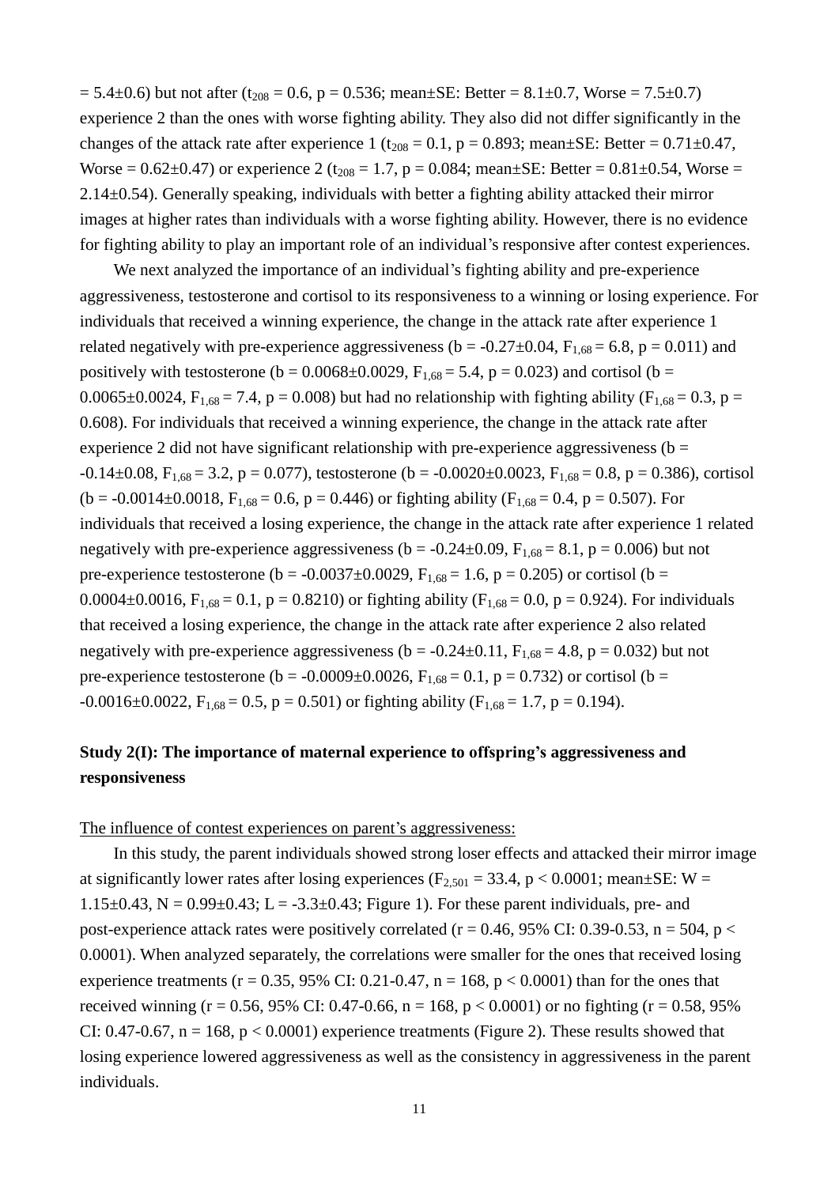= 5.4±0.6) but not after ($t_{208}$ = 0.6, p = 0.536; mean±SE: Better = 8.1±0.7, Worse = 7.5±0.7) experience 2 than the ones with worse fighting ability. They also did not differ significantly in the changes of the attack rate after experience 1 ($t_{208}$ = 0.1, p = 0.893; mean±SE: Better = 0.71±0.47, Worse = 0.62±0.47) or experience 2 ($t_{208}$ = 1.7, p = 0.084; mean±SE: Better = 0.81±0.54, Worse = 2.14±0.54). Generally speaking, individuals with better a fighting ability attacked their mirror images at higher rates than individuals with a worse fighting ability. However, there is no evidence for fighting ability to play an important role of an individual's responsive after contest experiences.

We next analyzed the importance of an individual's fighting ability and pre-experience aggressiveness, testosterone and cortisol to its responsiveness to a winning or losing experience. For individuals that received a winning experience, the change in the attack rate after experience 1 related negatively with pre-experience aggressiveness (b = -0.27±0.04, $F_{1,68}$ = 6.8, p = 0.011) and positively with testosterone (b = 0.0068±0.0029, $F_{1,68}$ = 5.4, p = 0.023) and cortisol (b = 0.0065±0.0024, $F_{1,68}$ = 7.4, p = 0.008) but had no relationship with fighting ability ($F_{1,68}$ = 0.3, p = 0.608). For individuals that received a winning experience, the change in the attack rate after experience 2 did not have significant relationship with pre-experience aggressiveness (b = -0.14±0.08, $F_{1,68}$ = 3.2, p = 0.077), testosterone (b = -0.0020±0.0023, $F_{1,68}$ = 0.8, p = 0.386), cortisol (b = -0.0014±0.0018, $F_{1,68}$ = 0.6, p = 0.446) or fighting ability ($F_{1,68}$ = 0.4, p = 0.507). For individuals that received a losing experience, the change in the attack rate after experience 1 related negatively with pre-experience aggressiveness (b = -0.24±0.09, $F_{1,68}$ = 8.1, p = 0.006) but not pre-experience testosterone (b = -0.0037±0.0029, $F_{1,68}$ = 1.6, p = 0.205) or cortisol (b = 0.0004±0.0016, $F_{1,68}$ = 0.1, p = 0.8210) or fighting ability ($F_{1,68}$ = 0.0, p = 0.924). For individuals that received a losing experience, the change in the attack rate after experience 2 also related negatively with pre-experience aggressiveness (b = -0.24±0.11, $F_{1,68}$ = 4.8, p = 0.032) but not pre-experience testosterone (b = -0.0009±0.0026, $F_{1,68}$ = 0.1, p = 0.732) or cortisol (b = -0.0016±0.0022, $F_{1,68}$ = 0.5, p = 0.501) or fighting ability ($F_{1,68}$ = 1.7, p = 0.194).

**Study 2(I): The importance of maternal experience to offspring's aggressiveness and responsiveness**

The influence of contest experiences on parent's aggressiveness:

In this study, the parent individuals showed strong loser effects and attacked their mirror image at significantly lower rates after losing experiences ($F_{2,501}$ = 33.4, p < 0.0001; mean±SE: W = 1.15±0.43, N = 0.99±0.43; L = -3.3±0.43; Figure 1). For these parent individuals, pre- and post-experience attack rates were positively correlated (r = 0.46, 95% CI: 0.39-0.53, n = 504, p < 0.0001). When analyzed separately, the correlations were smaller for the ones that received losing experience treatments (r = 0.35, 95% CI: 0.21-0.47, n = 168, p < 0.0001) than for the ones that received winning (r = 0.56, 95% CI: 0.47-0.66, n = 168, p < 0.0001) or no fighting (r = 0.58, 95% CI: 0.47-0.67, n = 168, p < 0.0001) experience treatments (Figure 2). These results showed that losing experience lowered aggressiveness as well as the consistency in aggressiveness in the parent individuals.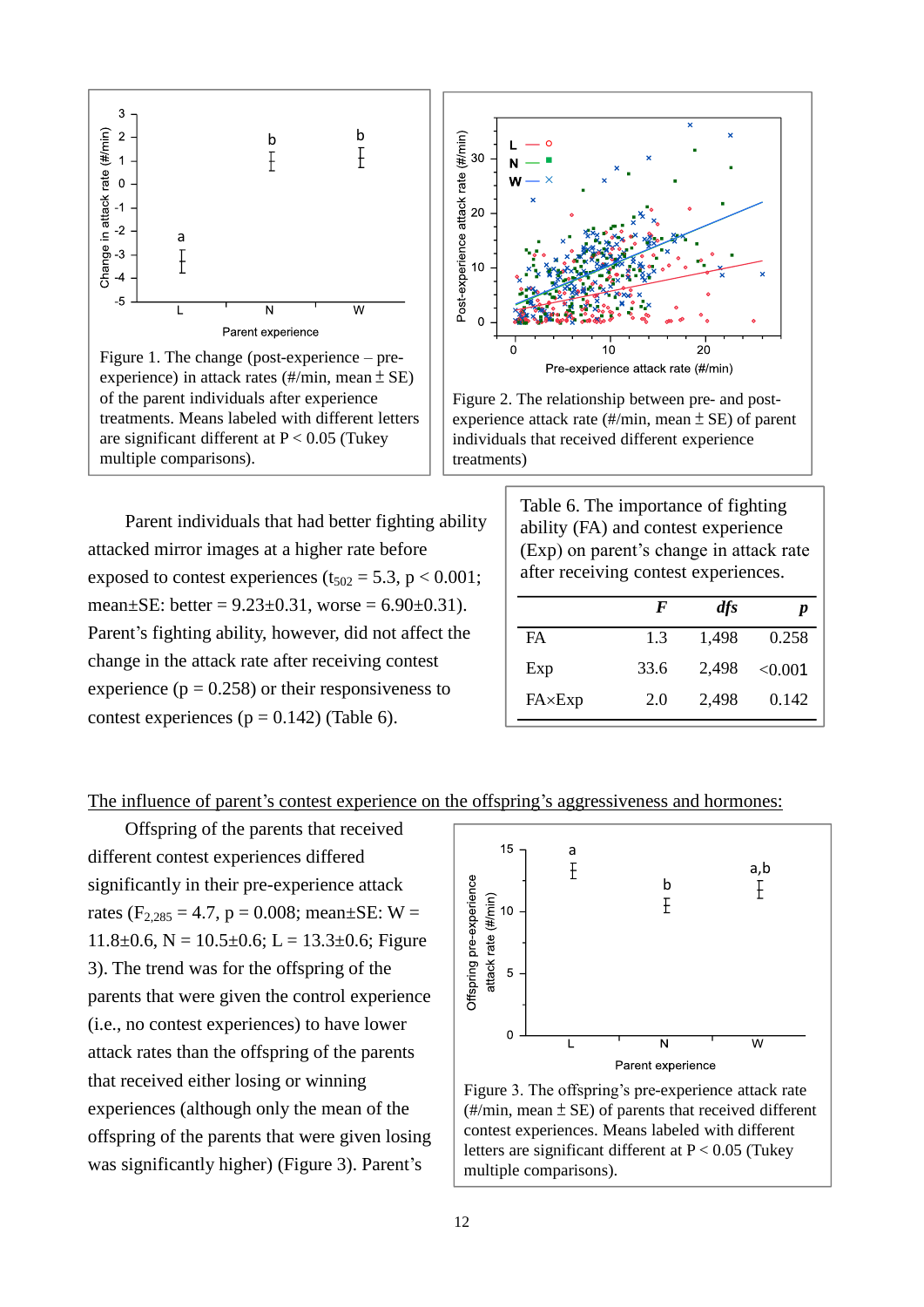Figure 1. The change (post-experience – pre-experience) in attack rates (#/min, mean ± SE) of the parent individuals after experience treatments. Means labeled with different letters are significant different at P < 0.05 (Tukey multiple comparisons).

Figure 2. The relationship between pre- and post-experience attack rate (#/min, mean ± SE) of parent individuals that received different experience treatments)

Parent individuals that had better fighting ability attacked mirror images at a higher rate before exposed to contest experiences ($t_{502}$ = 5.3, p < 0.001; mean±SE: better = 9.23±0.31, worse = 6.90±0.31). Parent's fighting ability, however, did not affect the change in the attack rate after receiving contest experience (p = 0.258) or their responsiveness to contest experiences (p = 0.142) (Table 6).

Table 6. The importance of fighting ability (FA) and contest experience (Exp) on parent's change in attack rate after receiving contest experiences.

| | *F* | *dfs* | *p* |
|---|---|---|---|
| FA | 1.3 | 1,498 | 0.258 |
| Exp | 33.6 | 2,498 | <0.001 |
| FA×Exp | 2.0 | 2,498 | 0.142 |

The influence of parent's contest experience on the offspring's aggressiveness and hormones:

Offspring of the parents that received different contest experiences differed significantly in their pre-experience attack rates ($F_{2,285}$ = 4.7, p = 0.008; mean±SE: W = 11.8±0.6, N = 10.5±0.6; L = 13.3±0.6; Figure 3). The trend was for the offspring of the parents that were given the control experience (i.e., no contest experiences) to have lower attack rates than the offspring of the parents that received either losing or winning experiences (although only the mean of the offspring of the parents that were given losing was significantly higher) (Figure 3). Parent's

Figure 3. The offspring's pre-experience attack rate (#/min, mean ± SE) of parents that received different contest experiences. Means labeled with different letters are significant different at P < 0.05 (Tukey multiple comparisons).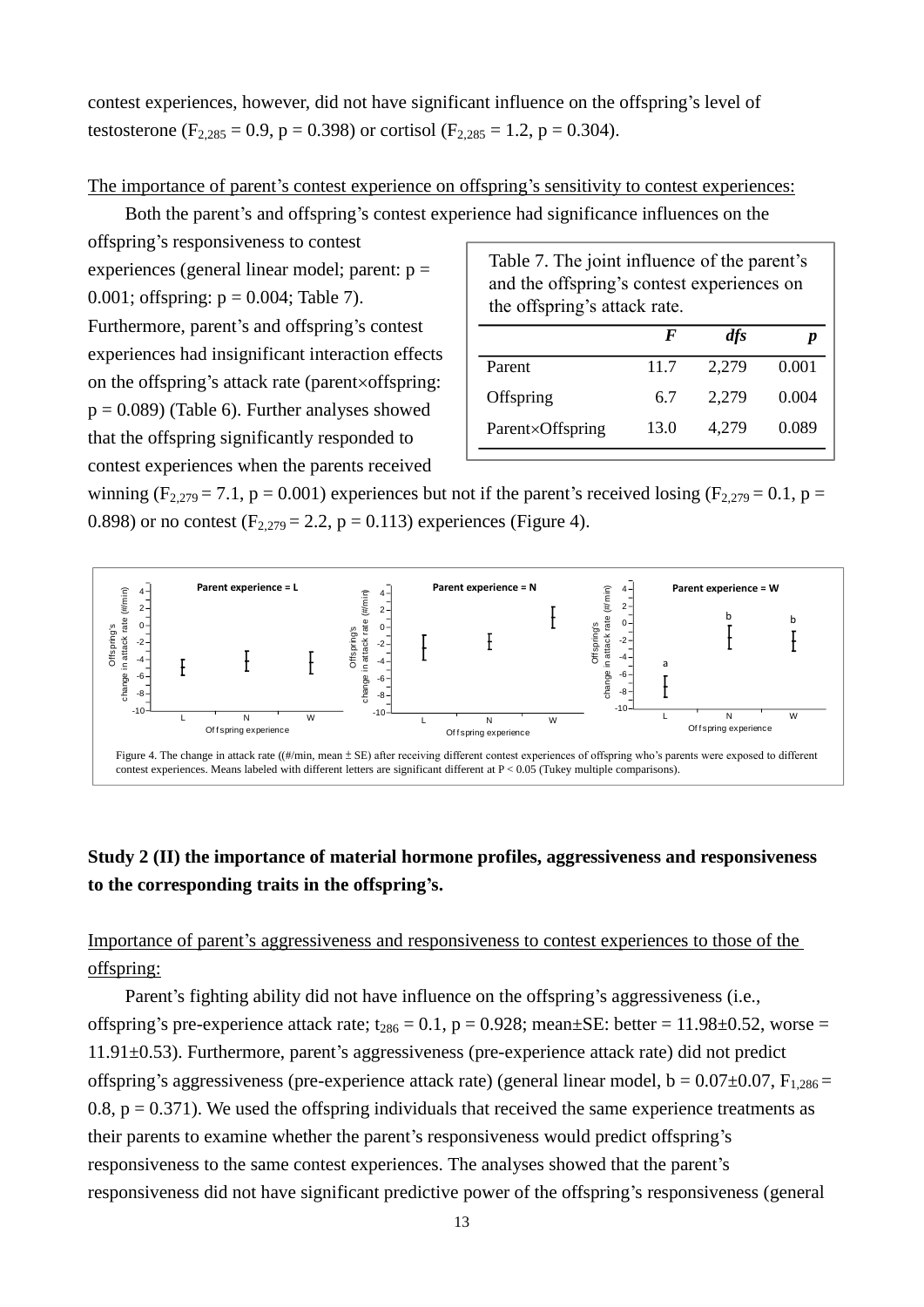contest experiences, however, did not have significant influence on the offspring's level of testosterone ($F_{2,285} = 0.9$, $p = 0.398$) or cortisol ($F_{2,285} = 1.2$, $p = 0.304$).

<u>The importance of parent's contest experience on offspring's sensitivity to contest experiences:</u>

Both the parent's and offspring's contest experience had significance influences on the offspring's responsiveness to contest experiences (general linear model; parent: $p = 0.001$; offspring: $p = 0.004$; Table 7). Furthermore, parent's and offspring's contest experiences had insignificant interaction effects on the offspring's attack rate (parent×offspring: $p = 0.089$) (Table 6). Further analyses showed that the offspring significantly responded to contest experiences when the parents received winning ($F_{2,279} = 7.1$, $p = 0.001$) experiences but not if the parent's received losing ($F_{2,279} = 0.1$, $p = 0.898$) or no contest ($F_{2,279} = 2.2$, $p = 0.113$) experiences (Figure 4).

Table 7. The joint influence of the parent's and the offspring's contest experiences on the offspring's attack rate.

| | ***F*** | ***dfs*** | ***p*** |
|---|---|---|---|
| Parent | 11.7 | 2,279 | 0.001 |
| Offspring | 6.7 | 2,279 | 0.004 |
| Parent×Offspring | 13.0 | 4,279 | 0.089 |

Figure 4. The change in attack rate ((#/min, mean ± SE) after receiving different contest experiences of offspring who's parents were exposed to different contest experiences. Means labeled with different letters are significant different at P < 0.05 (Tukey multiple comparisons).

## Study 2 (II) the importance of material hormone profiles, aggressiveness and responsiveness to the corresponding traits in the offspring's.

<u>Importance of parent's aggressiveness and responsiveness to contest experiences to those of the offspring:</u>

Parent's fighting ability did not have influence on the offspring's aggressiveness (i.e., offspring's pre-experience attack rate; $t_{286} = 0.1$, $p = 0.928$; mean±SE: better = 11.98±0.52, worse = 11.91±0.53). Furthermore, parent's aggressiveness (pre-experience attack rate) did not predict offspring's aggressiveness (pre-experience attack rate) (general linear model, $b = 0.07±0.07$, $F_{1,286} = 0.8$, $p = 0.371$). We used the offspring individuals that received the same experience treatments as their parents to examine whether the parent's responsiveness would predict offspring's responsiveness to the same contest experiences. The analyses showed that the parent's responsiveness did not have significant predictive power of the offspring's responsiveness (general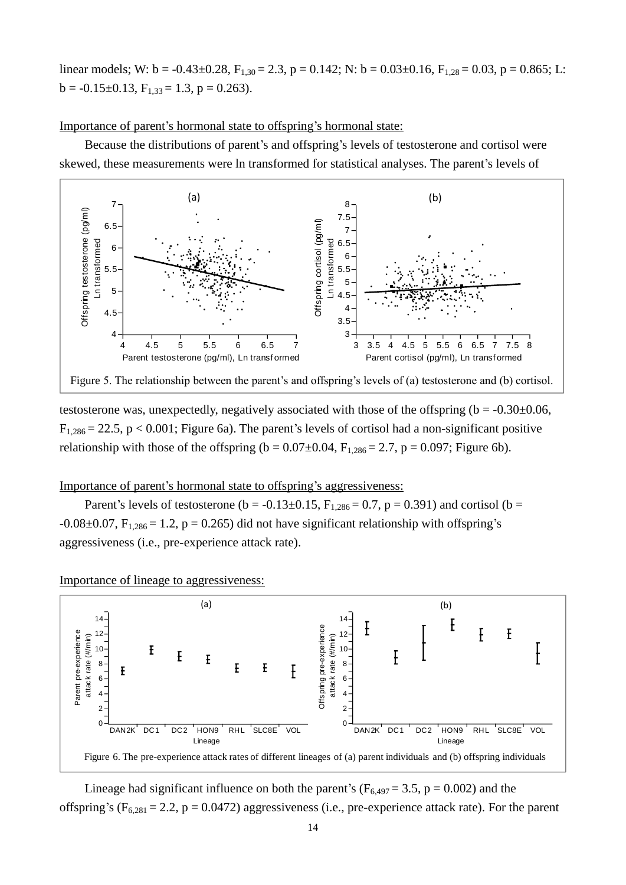linear models; W: b = -0.43±0.28, $F_{1,30}$ = 2.3, p = 0.142; N: b = 0.03±0.16, $F_{1,28}$ = 0.03, p = 0.865; L: b = -0.15±0.13, $F_{1,33}$ = 1.3, p = 0.263).

<u>Importance of parent's hormonal state to offspring's hormonal state:</u>

Because the distributions of parent's and offspring's levels of testosterone and cortisol were skewed, these measurements were ln transformed for statistical analyses. The parent's levels of testosterone was, unexpectedly, negatively associated with those of the offspring (b = -0.30±0.06, $F_{1,286}$ = 22.5, p < 0.001; Figure 6a). The parent's levels of cortisol had a non-significant positive relationship with those of the offspring (b = 0.07±0.04, $F_{1,286}$ = 2.7, p = 0.097; Figure 6b).

Figure 5. The relationship between the parent's and offspring's levels of (a) testosterone and (b) cortisol.

<u>Importance of parent's hormonal state to offspring's aggressiveness:</u>

Parent's levels of testosterone (b = -0.13±0.15, $F_{1,286}$ = 0.7, p = 0.391) and cortisol (b = -0.08±0.07, $F_{1,286}$ = 1.2, p = 0.265) did not have significant relationship with offspring's aggressiveness (i.e., pre-experience attack rate).

<u>Importance of lineage to aggressiveness:</u>

Figure 6. The pre-experience attack rates of different lineages of (a) parent individuals and (b) offspring individuals

Lineage had significant influence on both the parent's ($F_{6,497}$ = 3.5, p = 0.002) and the offspring's ($F_{6,281}$ = 2.2, p = 0.0472) aggressiveness (i.e., pre-experience attack rate). For the parent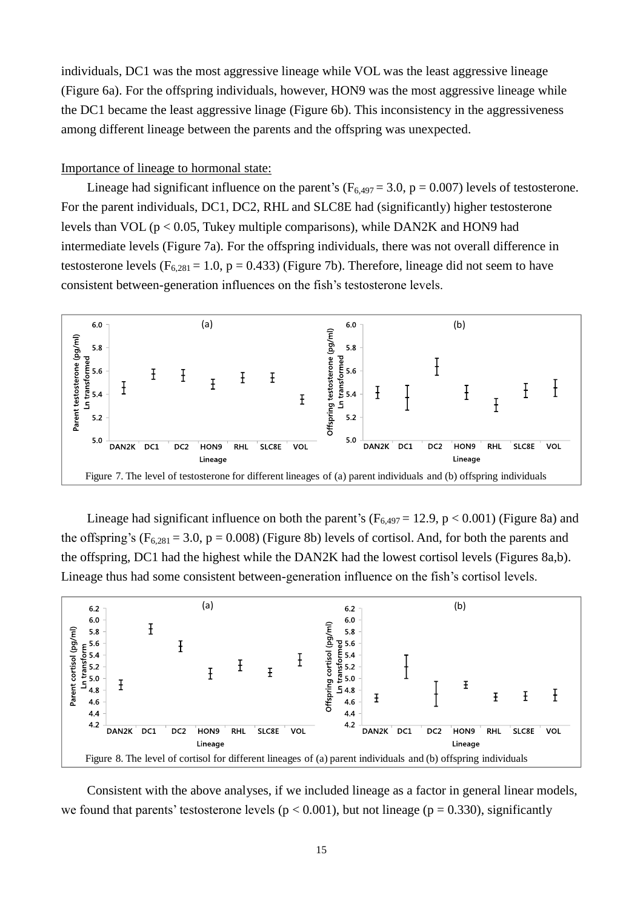individuals, DC1 was the most aggressive lineage while VOL was the least aggressive lineage (Figure 6a). For the offspring individuals, however, HON9 was the most aggressive lineage while the DC1 became the least aggressive linage (Figure 6b). This inconsistency in the aggressiveness among different lineage between the parents and the offspring was unexpected.

Importance of lineage to hormonal state:

Lineage had significant influence on the parent's ($F_{6,497} = 3.0$, $p = 0.007$) levels of testosterone. For the parent individuals, DC1, DC2, RHL and SLC8E had (significantly) higher testosterone levels than VOL ($p < 0.05$, Tukey multiple comparisons), while DAN2K and HON9 had intermediate levels (Figure 7a). For the offspring individuals, there was not overall difference in testosterone levels ($F_{6,281} = 1.0$, $p = 0.433$) (Figure 7b). Therefore, lineage did not seem to have consistent between-generation influences on the fish's testosterone levels.

Figure 7. The level of testosterone for different lineages of (a) parent individuals and (b) offspring individuals

Lineage had significant influence on both the parent's ($F_{6,497} = 12.9$, $p < 0.001$) (Figure 8a) and the offspring's ($F_{6,281} = 3.0$, $p = 0.008$) (Figure 8b) levels of cortisol. And, for both the parents and the offspring, DC1 had the highest while the DAN2K had the lowest cortisol levels (Figures 8a,b). Lineage thus had some consistent between-generation influence on the fish's cortisol levels.

Figure 8. The level of cortisol for different lineages of (a) parent individuals and (b) offspring individuals

Consistent with the above analyses, if we included lineage as a factor in general linear models, we found that parents' testosterone levels ($p < 0.001$), but not lineage ($p = 0.330$), significantly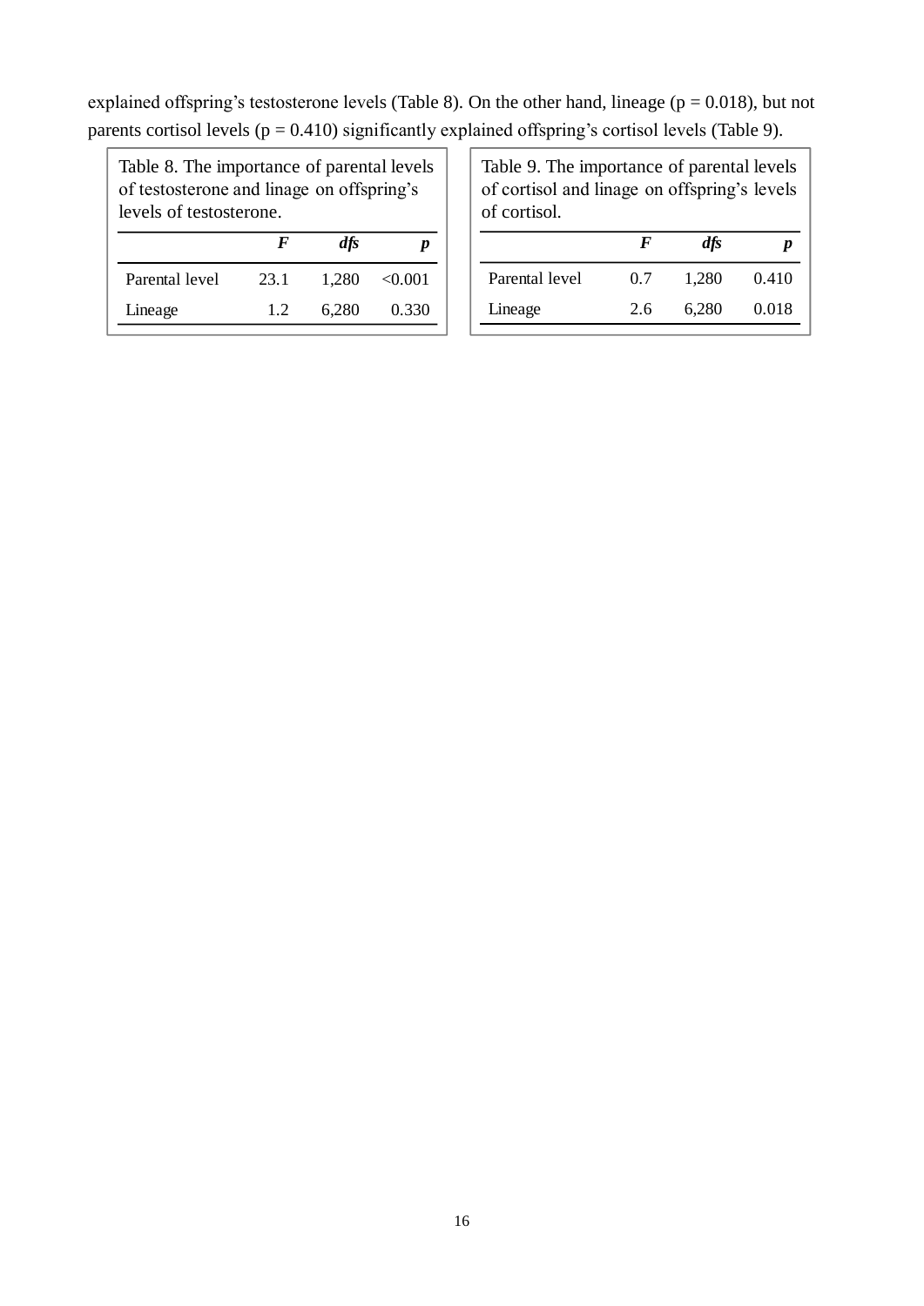explained offspring's testosterone levels (Table 8). On the other hand, lineage ($p = 0.018$), but not parents cortisol levels ($p = 0.410$) significantly explained offspring's cortisol levels (Table 9).

Table 8. The importance of parental levels of testosterone and linage on offspring's levels of testosterone.

| | ***F*** | ***dfs*** | ***p*** |
|---|---|---|---|
| Parental level | 23.1 | 1,280 | <0.001 |
| Lineage | 1.2 | 6,280 | 0.330 |

Table 9. The importance of parental levels of cortisol and linage on offspring's levels of cortisol.

| | ***F*** | ***dfs*** | ***p*** |
|---|---|---|---|
| Parental level | 0.7 | 1,280 | 0.410 |
| Lineage | 2.6 | 6,280 | 0.018 |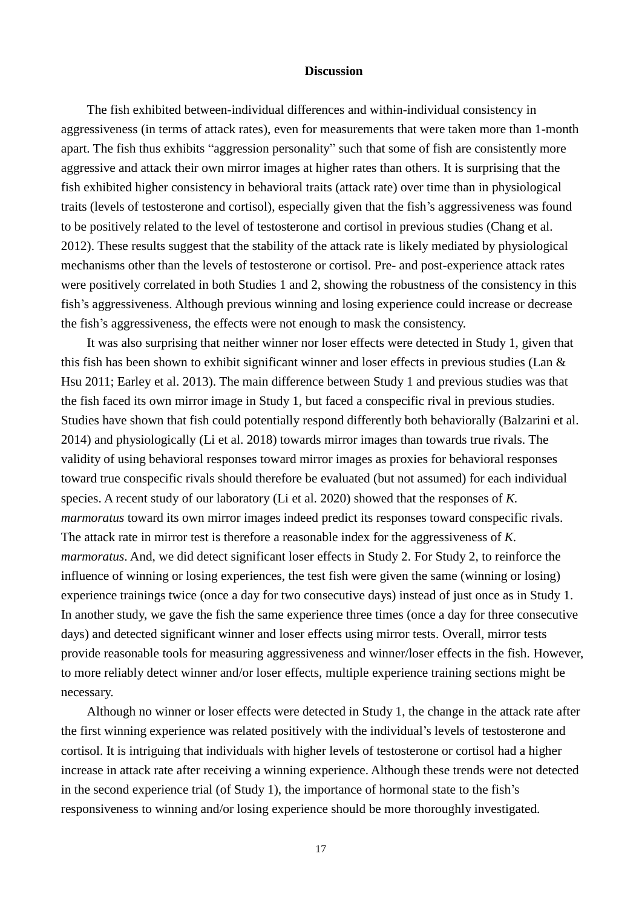## Discussion

The fish exhibited between-individual differences and within-individual consistency in aggressiveness (in terms of attack rates), even for measurements that were taken more than 1-month apart. The fish thus exhibits "aggression personality" such that some of fish are consistently more aggressive and attack their own mirror images at higher rates than others. It is surprising that the fish exhibited higher consistency in behavioral traits (attack rate) over time than in physiological traits (levels of testosterone and cortisol), especially given that the fish's aggressiveness was found to be positively related to the level of testosterone and cortisol in previous studies (Chang et al. 2012). These results suggest that the stability of the attack rate is likely mediated by physiological mechanisms other than the levels of testosterone or cortisol. Pre- and post-experience attack rates were positively correlated in both Studies 1 and 2, showing the robustness of the consistency in this fish's aggressiveness. Although previous winning and losing experience could increase or decrease the fish's aggressiveness, the effects were not enough to mask the consistency.

It was also surprising that neither winner nor loser effects were detected in Study 1, given that this fish has been shown to exhibit significant winner and loser effects in previous studies (Lan & Hsu 2011; Earley et al. 2013). The main difference between Study 1 and previous studies was that the fish faced its own mirror image in Study 1, but faced a conspecific rival in previous studies. Studies have shown that fish could potentially respond differently both behaviorally (Balzarini et al. 2014) and physiologically (Li et al. 2018) towards mirror images than towards true rivals. The validity of using behavioral responses toward mirror images as proxies for behavioral responses toward true conspecific rivals should therefore be evaluated (but not assumed) for each individual species. A recent study of our laboratory (Li et al. 2020) showed that the responses of *K. marmoratus* toward its own mirror images indeed predict its responses toward conspecific rivals. The attack rate in mirror test is therefore a reasonable index for the aggressiveness of *K. marmoratus*. And, we did detect significant loser effects in Study 2. For Study 2, to reinforce the influence of winning or losing experiences, the test fish were given the same (winning or losing) experience trainings twice (once a day for two consecutive days) instead of just once as in Study 1. In another study, we gave the fish the same experience three times (once a day for three consecutive days) and detected significant winner and loser effects using mirror tests. Overall, mirror tests provide reasonable tools for measuring aggressiveness and winner/loser effects in the fish. However, to more reliably detect winner and/or loser effects, multiple experience training sections might be necessary.

Although no winner or loser effects were detected in Study 1, the change in the attack rate after the first winning experience was related positively with the individual's levels of testosterone and cortisol. It is intriguing that individuals with higher levels of testosterone or cortisol had a higher increase in attack rate after receiving a winning experience. Although these trends were not detected in the second experience trial (of Study 1), the importance of hormonal state to the fish's responsiveness to winning and/or losing experience should be more thoroughly investigated.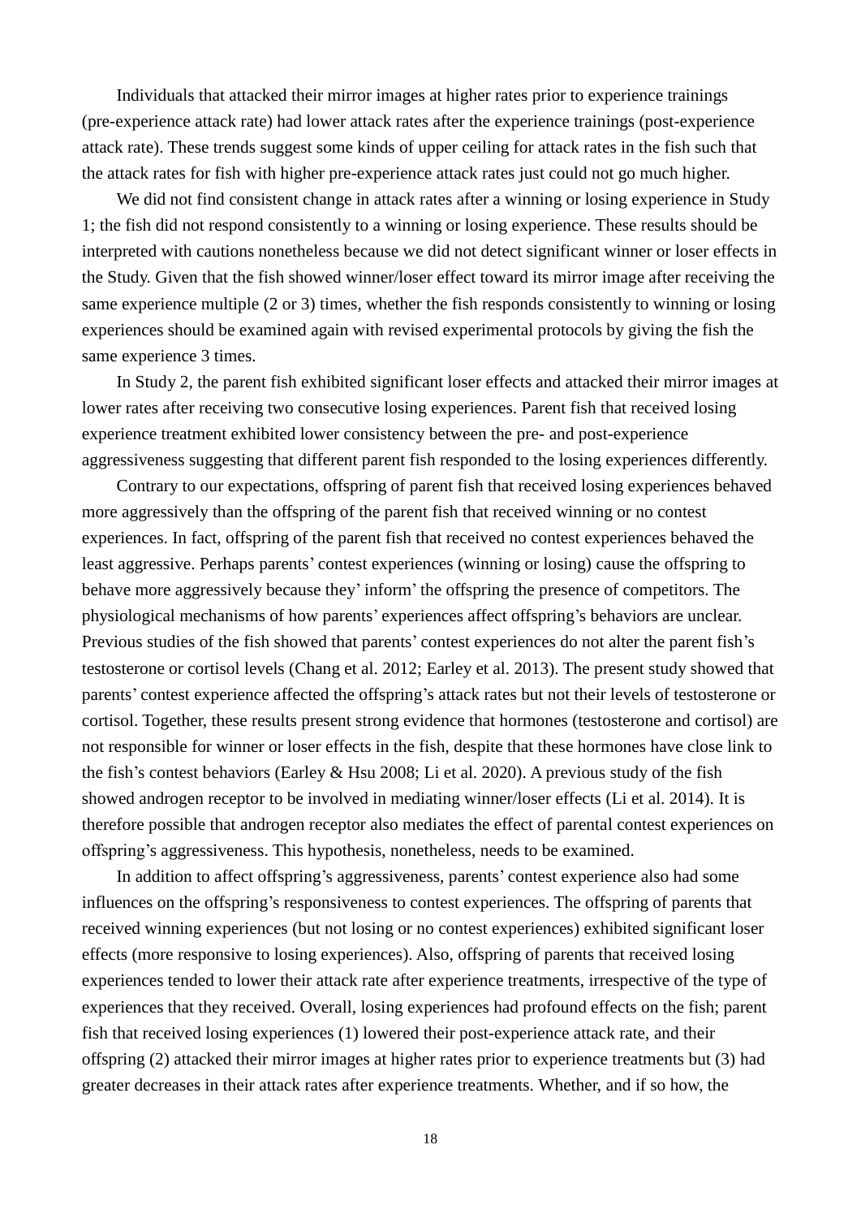Individuals that attacked their mirror images at higher rates prior to experience trainings (pre-experience attack rate) had lower attack rates after the experience trainings (post-experience attack rate). These trends suggest some kinds of upper ceiling for attack rates in the fish such that the attack rates for fish with higher pre-experience attack rates just could not go much higher.

We did not find consistent change in attack rates after a winning or losing experience in Study 1; the fish did not respond consistently to a winning or losing experience. These results should be interpreted with cautions nonetheless because we did not detect significant winner or loser effects in the Study. Given that the fish showed winner/loser effect toward its mirror image after receiving the same experience multiple (2 or 3) times, whether the fish responds consistently to winning or losing experiences should be examined again with revised experimental protocols by giving the fish the same experience 3 times.

In Study 2, the parent fish exhibited significant loser effects and attacked their mirror images at lower rates after receiving two consecutive losing experiences. Parent fish that received losing experience treatment exhibited lower consistency between the pre- and post-experience aggressiveness suggesting that different parent fish responded to the losing experiences differently.

Contrary to our expectations, offspring of parent fish that received losing experiences behaved more aggressively than the offspring of the parent fish that received winning or no contest experiences. In fact, offspring of the parent fish that received no contest experiences behaved the least aggressive. Perhaps parents' contest experiences (winning or losing) cause the offspring to behave more aggressively because they' inform' the offspring the presence of competitors. The physiological mechanisms of how parents' experiences affect offspring's behaviors are unclear. Previous studies of the fish showed that parents' contest experiences do not alter the parent fish's testosterone or cortisol levels (Chang et al. 2012; Earley et al. 2013). The present study showed that parents' contest experience affected the offspring's attack rates but not their levels of testosterone or cortisol. Together, these results present strong evidence that hormones (testosterone and cortisol) are not responsible for winner or loser effects in the fish, despite that these hormones have close link to the fish's contest behaviors (Earley & Hsu 2008; Li et al. 2020). A previous study of the fish showed androgen receptor to be involved in mediating winner/loser effects (Li et al. 2014). It is therefore possible that androgen receptor also mediates the effect of parental contest experiences on offspring's aggressiveness. This hypothesis, nonetheless, needs to be examined.

In addition to affect offspring's aggressiveness, parents' contest experience also had some influences on the offspring's responsiveness to contest experiences. The offspring of parents that received winning experiences (but not losing or no contest experiences) exhibited significant loser effects (more responsive to losing experiences). Also, offspring of parents that received losing experiences tended to lower their attack rate after experience treatments, irrespective of the type of experiences that they received. Overall, losing experiences had profound effects on the fish; parent fish that received losing experiences (1) lowered their post-experience attack rate, and their offspring (2) attacked their mirror images at higher rates prior to experience treatments but (3) had greater decreases in their attack rates after experience treatments. Whether, and if so how, the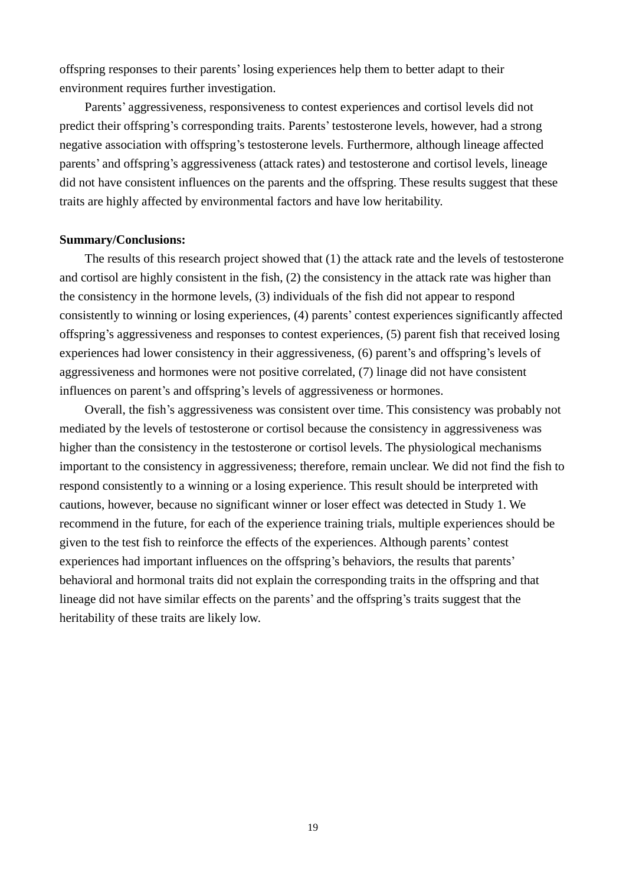offspring responses to their parents' losing experiences help them to better adapt to their environment requires further investigation.

Parents' aggressiveness, responsiveness to contest experiences and cortisol levels did not predict their offspring's corresponding traits. Parents' testosterone levels, however, had a strong negative association with offspring's testosterone levels. Furthermore, although lineage affected parents' and offspring's aggressiveness (attack rates) and testosterone and cortisol levels, lineage did not have consistent influences on the parents and the offspring. These results suggest that these traits are highly affected by environmental factors and have low heritability.

**Summary/Conclusions:**

The results of this research project showed that (1) the attack rate and the levels of testosterone and cortisol are highly consistent in the fish, (2) the consistency in the attack rate was higher than the consistency in the hormone levels, (3) individuals of the fish did not appear to respond consistently to winning or losing experiences, (4) parents' contest experiences significantly affected offspring's aggressiveness and responses to contest experiences, (5) parent fish that received losing experiences had lower consistency in their aggressiveness, (6) parent's and offspring's levels of aggressiveness and hormones were not positive correlated, (7) linage did not have consistent influences on parent's and offspring's levels of aggressiveness or hormones.

Overall, the fish's aggressiveness was consistent over time. This consistency was probably not mediated by the levels of testosterone or cortisol because the consistency in aggressiveness was higher than the consistency in the testosterone or cortisol levels. The physiological mechanisms important to the consistency in aggressiveness; therefore, remain unclear. We did not find the fish to respond consistently to a winning or a losing experience. This result should be interpreted with cautions, however, because no significant winner or loser effect was detected in Study 1. We recommend in the future, for each of the experience training trials, multiple experiences should be given to the test fish to reinforce the effects of the experiences. Although parents' contest experiences had important influences on the offspring's behaviors, the results that parents' behavioral and hormonal traits did not explain the corresponding traits in the offspring and that lineage did not have similar effects on the parents' and the offspring's traits suggest that the heritability of these traits are likely low.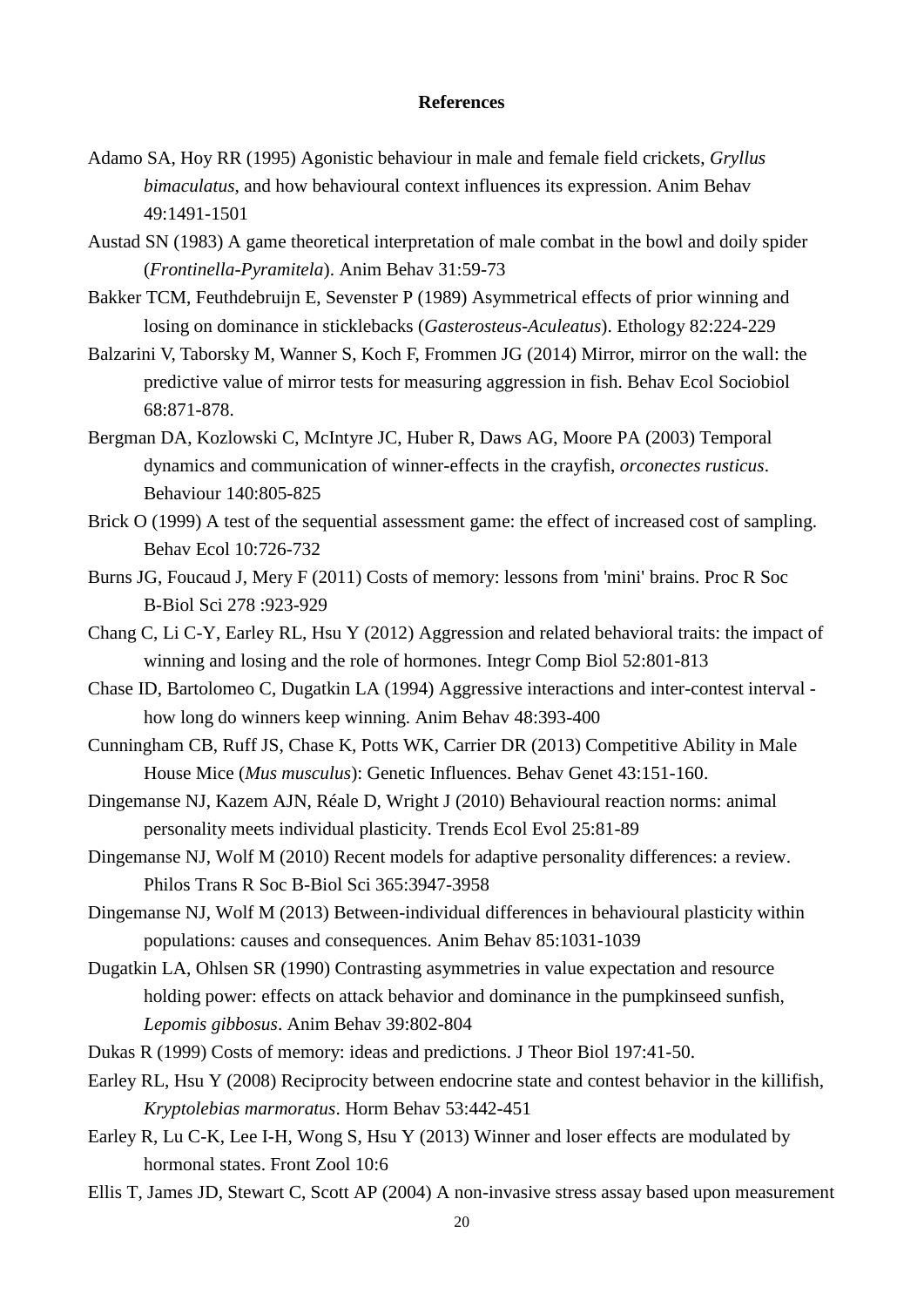# References

Adamo SA, Hoy RR (1995) Agonistic behaviour in male and female field crickets, *Gryllus bimaculatus*, and how behavioural context influences its expression. Anim Behav 49:1491-1501

Austad SN (1983) A game theoretical interpretation of male combat in the bowl and doily spider (*Frontinella-Pyramitela*). Anim Behav 31:59-73

Bakker TCM, Feuthdebruijn E, Sevenster P (1989) Asymmetrical effects of prior winning and losing on dominance in sticklebacks (*Gasterosteus-Aculeatus*). Ethology 82:224-229

Balzarini V, Taborsky M, Wanner S, Koch F, Frommen JG (2014) Mirror, mirror on the wall: the predictive value of mirror tests for measuring aggression in fish. Behav Ecol Sociobiol 68:871-878.

Bergman DA, Kozlowski C, McIntyre JC, Huber R, Daws AG, Moore PA (2003) Temporal dynamics and communication of winner-effects in the crayfish, *orconectes rusticus*. Behaviour 140:805-825

Brick O (1999) A test of the sequential assessment game: the effect of increased cost of sampling. Behav Ecol 10:726-732

Burns JG, Foucaud J, Mery F (2011) Costs of memory: lessons from 'mini' brains. Proc R Soc B-Biol Sci 278 :923-929

Chang C, Li C-Y, Earley RL, Hsu Y (2012) Aggression and related behavioral traits: the impact of winning and losing and the role of hormones. Integr Comp Biol 52:801-813

Chase ID, Bartolomeo C, Dugatkin LA (1994) Aggressive interactions and inter-contest interval - how long do winners keep winning. Anim Behav 48:393-400

Cunningham CB, Ruff JS, Chase K, Potts WK, Carrier DR (2013) Competitive Ability in Male House Mice (*Mus musculus*): Genetic Influences. Behav Genet 43:151-160.

Dingemanse NJ, Kazem AJN, Réale D, Wright J (2010) Behavioural reaction norms: animal personality meets individual plasticity. Trends Ecol Evol 25:81-89

Dingemanse NJ, Wolf M (2010) Recent models for adaptive personality differences: a review. Philos Trans R Soc B-Biol Sci 365:3947-3958

Dingemanse NJ, Wolf M (2013) Between-individual differences in behavioural plasticity within populations: causes and consequences. Anim Behav 85:1031-1039

Dugatkin LA, Ohlsen SR (1990) Contrasting asymmetries in value expectation and resource holding power: effects on attack behavior and dominance in the pumpkinseed sunfish, *Lepomis gibbosus*. Anim Behav 39:802-804

Dukas R (1999) Costs of memory: ideas and predictions. J Theor Biol 197:41-50.

Earley RL, Hsu Y (2008) Reciprocity between endocrine state and contest behavior in the killifish, *Kryptolebias marmoratus*. Horm Behav 53:442-451

Earley R, Lu C-K, Lee I-H, Wong S, Hsu Y (2013) Winner and loser effects are modulated by hormonal states. Front Zool 10:6

Ellis T, James JD, Stewart C, Scott AP (2004) A non-invasive stress assay based upon measurement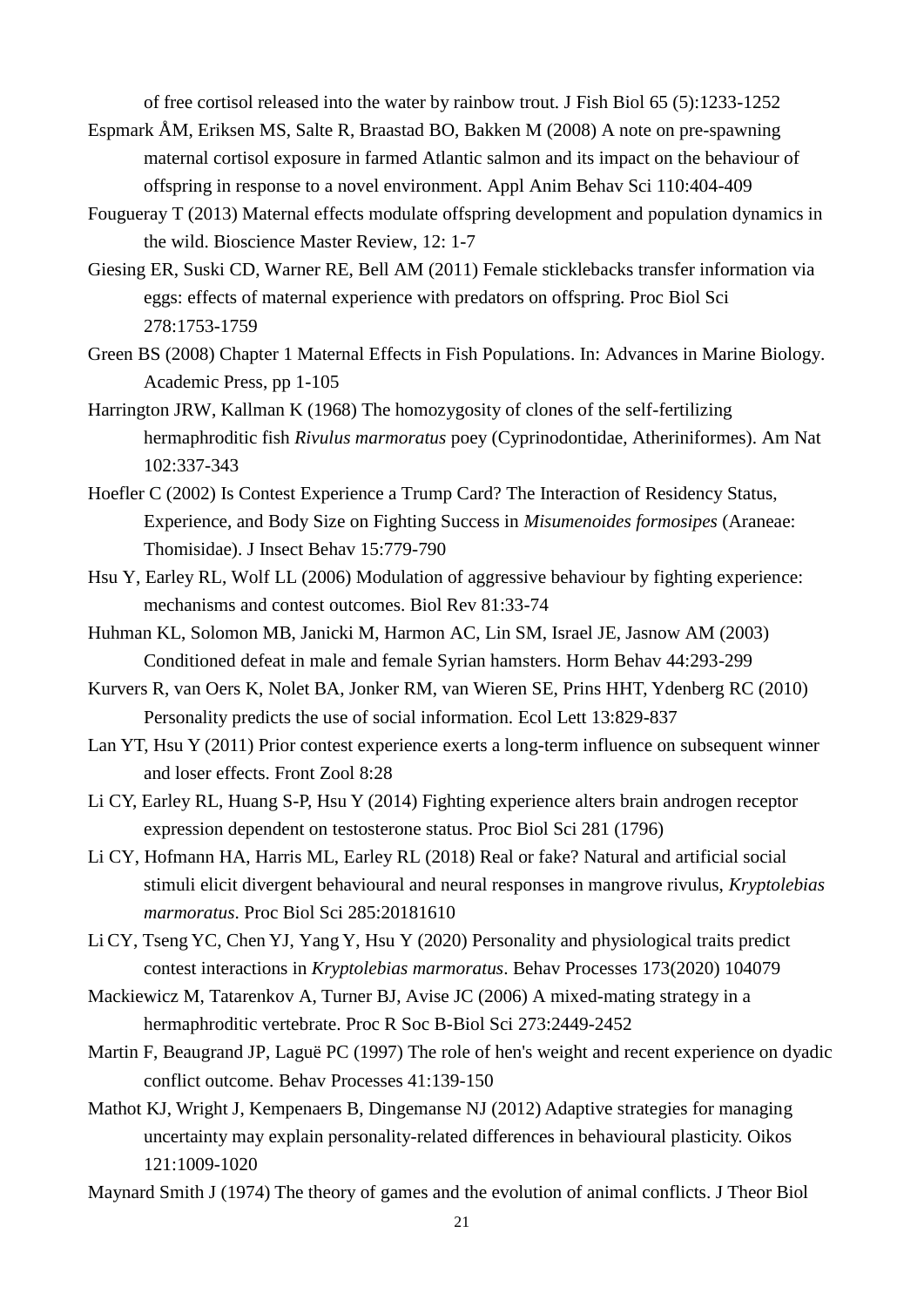of free cortisol released into the water by rainbow trout. J Fish Biol 65 (5):1233-1252

Espmark ÅM, Eriksen MS, Salte R, Braastad BO, Bakken M (2008) A note on pre-spawning maternal cortisol exposure in farmed Atlantic salmon and its impact on the behaviour of offspring in response to a novel environment. Appl Anim Behav Sci 110:404-409

Fougueray T (2013) Maternal effects modulate offspring development and population dynamics in the wild. Bioscience Master Review, 12: 1-7

Giesing ER, Suski CD, Warner RE, Bell AM (2011) Female sticklebacks transfer information via eggs: effects of maternal experience with predators on offspring. Proc Biol Sci 278:1753-1759

Green BS (2008) Chapter 1 Maternal Effects in Fish Populations. In: Advances in Marine Biology. Academic Press, pp 1-105

Harrington JRW, Kallman K (1968) The homozygosity of clones of the self-fertilizing hermaphroditic fish *Rivulus marmoratus* poey (Cyprinodontidae, Atheriniformes). Am Nat 102:337-343

Hoefler C (2002) Is Contest Experience a Trump Card? The Interaction of Residency Status, Experience, and Body Size on Fighting Success in *Misumenoides formosipes* (Araneae: Thomisidae). J Insect Behav 15:779-790

Hsu Y, Earley RL, Wolf LL (2006) Modulation of aggressive behaviour by fighting experience: mechanisms and contest outcomes. Biol Rev 81:33-74

Huhman KL, Solomon MB, Janicki M, Harmon AC, Lin SM, Israel JE, Jasnow AM (2003) Conditioned defeat in male and female Syrian hamsters. Horm Behav 44:293-299

Kurvers R, van Oers K, Nolet BA, Jonker RM, van Wieren SE, Prins HHT, Ydenberg RC (2010) Personality predicts the use of social information. Ecol Lett 13:829-837

Lan YT, Hsu Y (2011) Prior contest experience exerts a long-term influence on subsequent winner and loser effects. Front Zool 8:28

Li CY, Earley RL, Huang S-P, Hsu Y (2014) Fighting experience alters brain androgen receptor expression dependent on testosterone status. Proc Biol Sci 281 (1796)

Li CY, Hofmann HA, Harris ML, Earley RL (2018) Real or fake? Natural and artificial social stimuli elicit divergent behavioural and neural responses in mangrove rivulus, *Kryptolebias marmoratus*. Proc Biol Sci 285:20181610

Li CY, Tseng YC, Chen YJ, Yang Y, Hsu Y (2020) Personality and physiological traits predict contest interactions in *Kryptolebias marmoratus*. Behav Processes 173(2020) 104079

Mackiewicz M, Tatarenkov A, Turner BJ, Avise JC (2006) A mixed-mating strategy in a hermaphroditic vertebrate. Proc R Soc B-Biol Sci 273:2449-2452

Martin F, Beaugrand JP, Laguë PC (1997) The role of hen's weight and recent experience on dyadic conflict outcome. Behav Processes 41:139-150

Mathot KJ, Wright J, Kempenaers B, Dingemanse NJ (2012) Adaptive strategies for managing uncertainty may explain personality-related differences in behavioural plasticity. Oikos 121:1009-1020

Maynard Smith J (1974) The theory of games and the evolution of animal conflicts. J Theor Biol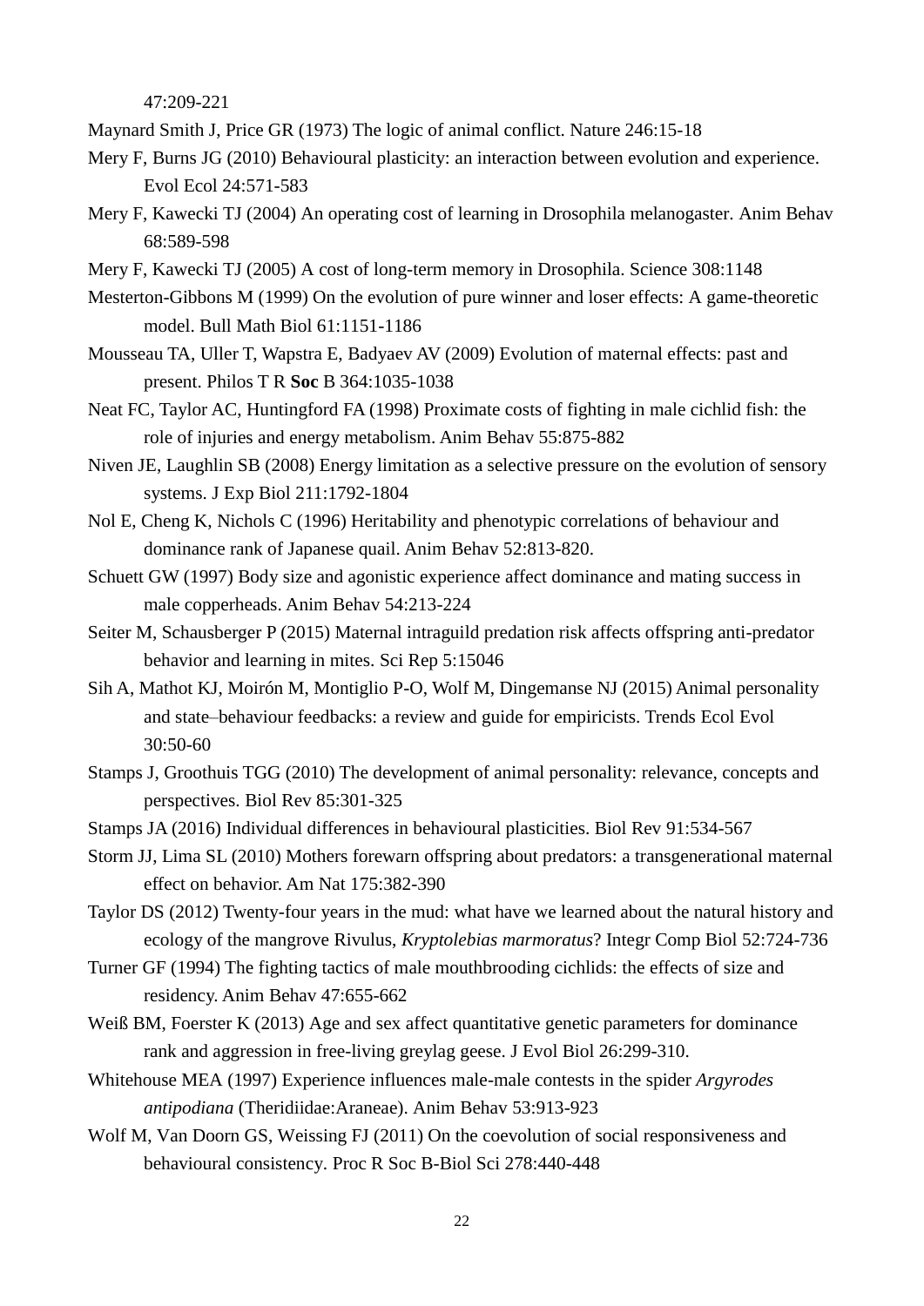47:209-221

Maynard Smith J, Price GR (1973) The logic of animal conflict. Nature 246:15-18

Mery F, Burns JG (2010) Behavioural plasticity: an interaction between evolution and experience. Evol Ecol 24:571-583

Mery F, Kawecki TJ (2004) An operating cost of learning in Drosophila melanogaster. Anim Behav 68:589-598

Mery F, Kawecki TJ (2005) A cost of long-term memory in Drosophila. Science 308:1148

Mesterton-Gibbons M (1999) On the evolution of pure winner and loser effects: A game-theoretic model. Bull Math Biol 61:1151-1186

Mousseau TA, Uller T, Wapstra E, Badyaev AV (2009) Evolution of maternal effects: past and present. Philos T R **Soc** B 364:1035-1038

Neat FC, Taylor AC, Huntingford FA (1998) Proximate costs of fighting in male cichlid fish: the role of injuries and energy metabolism. Anim Behav 55:875-882

Niven JE, Laughlin SB (2008) Energy limitation as a selective pressure on the evolution of sensory systems. J Exp Biol 211:1792-1804

Nol E, Cheng K, Nichols C (1996) Heritability and phenotypic correlations of behaviour and dominance rank of Japanese quail. Anim Behav 52:813-820.

Schuett GW (1997) Body size and agonistic experience affect dominance and mating success in male copperheads. Anim Behav 54:213-224

Seiter M, Schausberger P (2015) Maternal intraguild predation risk affects offspring anti-predator behavior and learning in mites. Sci Rep 5:15046

Sih A, Mathot KJ, Moirón M, Montiglio P-O, Wolf M, Dingemanse NJ (2015) Animal personality and state–behaviour feedbacks: a review and guide for empiricists. Trends Ecol Evol 30:50-60

Stamps J, Groothuis TGG (2010) The development of animal personality: relevance, concepts and perspectives. Biol Rev 85:301-325

Stamps JA (2016) Individual differences in behavioural plasticities. Biol Rev 91:534-567

Storm JJ, Lima SL (2010) Mothers forewarn offspring about predators: a transgenerational maternal effect on behavior. Am Nat 175:382-390

Taylor DS (2012) Twenty-four years in the mud: what have we learned about the natural history and ecology of the mangrove Rivulus, *Kryptolebias marmoratus*? Integr Comp Biol 52:724-736

Turner GF (1994) The fighting tactics of male mouthbrooding cichlids: the effects of size and residency. Anim Behav 47:655-662

Weiß BM, Foerster K (2013) Age and sex affect quantitative genetic parameters for dominance rank and aggression in free-living greylag geese. J Evol Biol 26:299-310.

Whitehouse MEA (1997) Experience influences male-male contests in the spider *Argyrodes antipodiana* (Theridiidae:Araneae). Anim Behav 53:913-923

Wolf M, Van Doorn GS, Weissing FJ (2011) On the coevolution of social responsiveness and behavioural consistency. Proc R Soc B-Biol Sci 278:440-448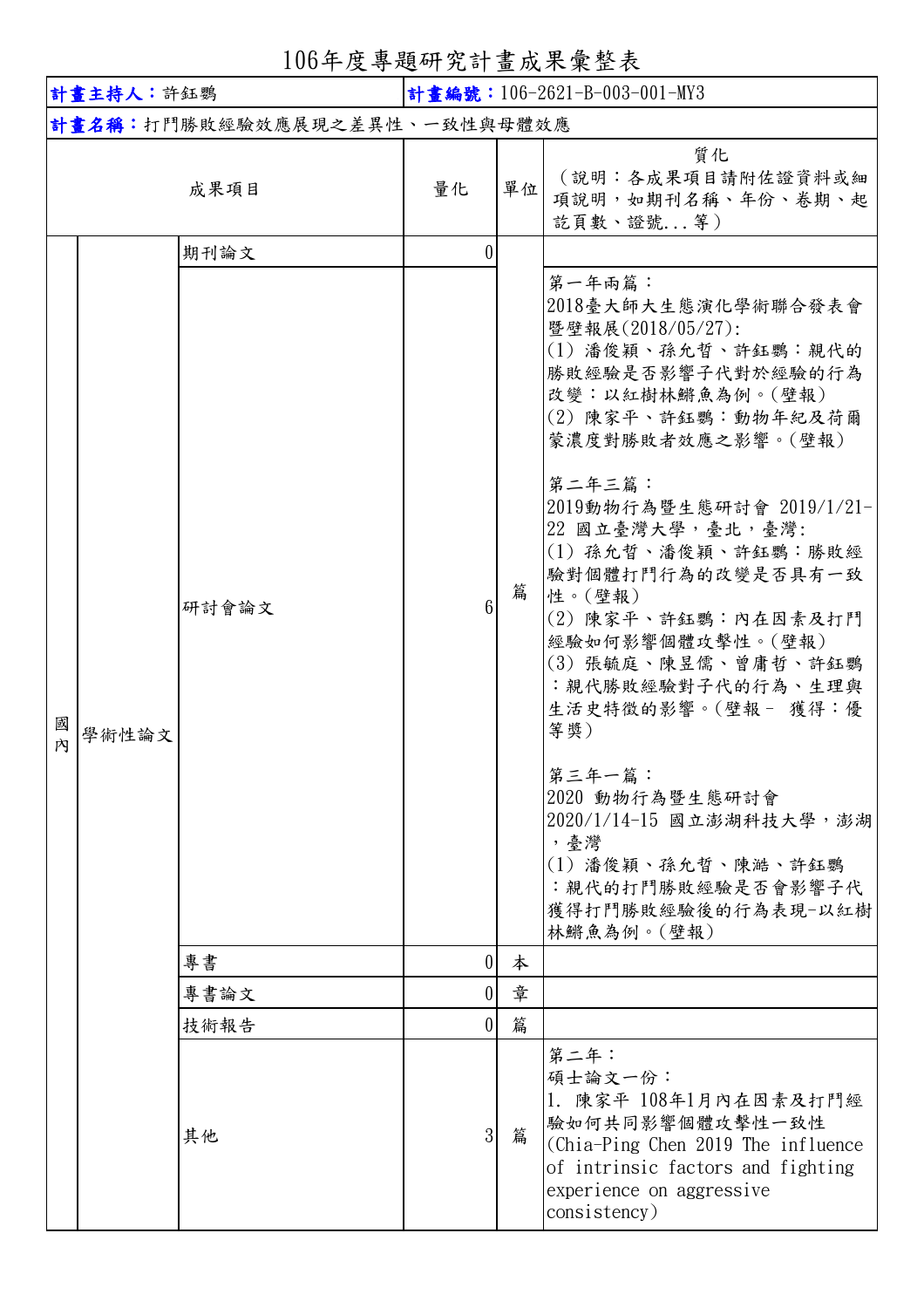# 106年度專題研究計畫成果彙整表

| **計畫主持人**：許鈺鸚 | | | **計畫編號**：106-2621-B-003-001-MY3 | | |
|---|---|---|---|---|---|
| **計畫名稱**：打鬥勝敗經驗效應展現之差異性、一致性與母體效應 | | | | | |
| 成果項目 | | | 量化 | 單位 | 質化<br>（說明：各成果項目請附佐證資料或細項說明，如期刊名稱、年份、卷期、起訖頁數、證號...等） |
| 國內 | 學術性論文 | 期刊論文 | 0 | 篇 | |
| | | 研討會論文 | 6 | | 第一年兩篇：<br>2018臺大師大生態演化學術聯合發表會暨壁報展(2018/05/27):<br>(1) 潘俊穎、孫允哲、許鈺鸚：親代的勝敗經驗是否影響子代對於經驗的行為改變：以紅樹林鱂魚為例。(壁報)<br>(2) 陳家平、許鈺鸚：動物年紀及荷爾蒙濃度對勝敗者效應之影響。(壁報)<br><br>第二年三篇：<br>2019動物行為暨生態研討會 2019/1/21-22 國立臺灣大學，臺北，臺灣:<br>(1) 孫允哲、潘俊穎、許鈺鸚：勝敗經驗對個體打鬥行為的改變是否具有一致性。(壁報)<br>(2) 陳家平、許鈺鸚：內在因素及打鬥經驗如何影響個體攻擊性。(壁報)<br>(3) 張毓庭、陳昱儒、曾庸哲、許鈺鸚：親代勝敗經驗對子代的行為、生理與生活史特徵的影響。(壁報 - 獲得：優等獎)<br><br>第三年一篇：<br>2020 動物行為暨生態研討會<br>2020/1/14-15 國立澎湖科技大學，澎湖，臺灣<br>(1) 潘俊穎、孫允哲、陳澔、許鈺鸚：親代的打鬥勝敗經驗是否會影響子代獲得打鬥勝敗經驗後的行為表現-以紅樹林鱂魚為例。(壁報) |
| | | 專書 | 0 | 本 | |
| | | 專書論文 | 0 | 章 | |
| | | 技術報告 | 0 | 篇 | |
| | | 其他 | 3 | 篇 | 第二年：<br>碩士論文一份：<br>1. 陳家平 108年1月內在因素及打鬥經驗如何共同影響個體攻擊性一致性<br>(Chia-Ping Chen 2019 The influence of intrinsic factors and fighting experience on aggressive consistency) |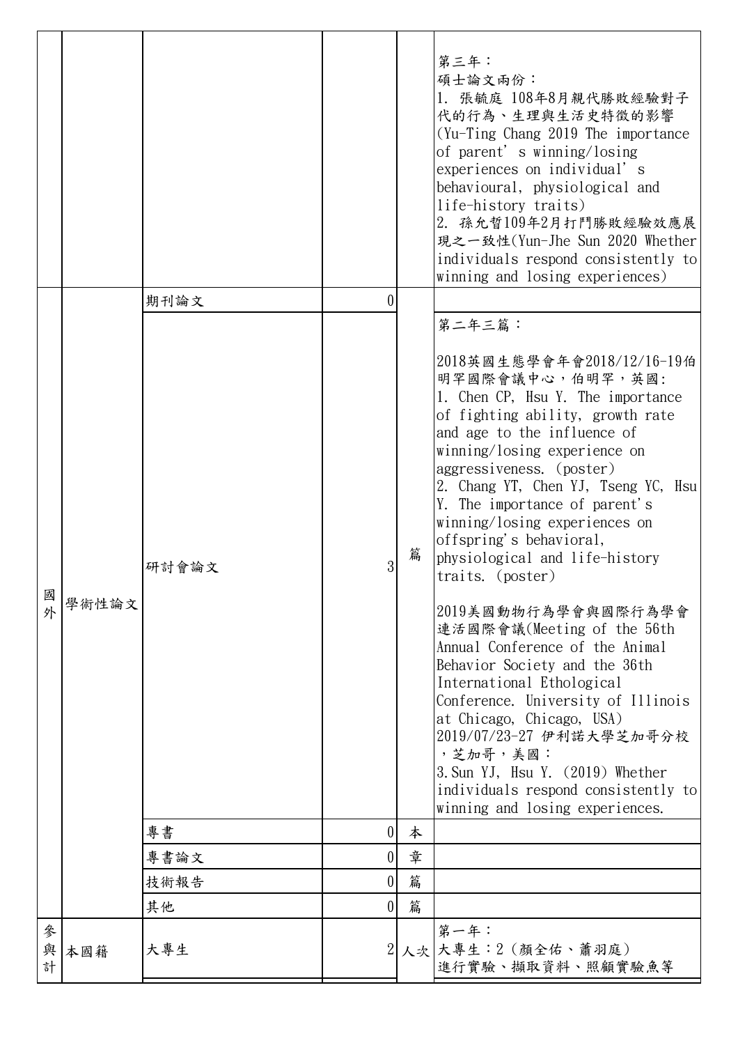| | | | | | |
|---|---|---|---|---|---|
| | | | | | 第三年：<br>碩士論文兩份：<br>1. 張毓庭 108年8月親代勝敗經驗對子代的行為、生理與生活史特徵的影響(Yu-Ting Chang 2019 The importance of parent' s winning/losing experiences on individual' s behavioural, physiological and life-history traits)<br>2. 孫允哲109年2月打鬥勝敗經驗效應展現之一致性(Yun-Jhe Sun 2020 Whether individuals respond consistently to winning and losing experiences) |
| 國外 | 學術性論文 | 期刊論文 | 0 | 篇 | |
| | | 研討會論文 | 3 | | 第二年三篇：<br><br>2018英國生態學會年會2018/12/16-19伯明罕國際會議中心，伯明罕，英國:<br>1. Chen CP, Hsu Y. The importance of fighting ability, growth rate and age to the influence of winning/losing experience on aggressiveness. (poster)<br>2. Chang YT, Chen YJ, Tseng YC, Hsu Y. The importance of parent's winning/losing experiences on offspring's behavioral, physiological and life-history traits. (poster)<br><br>2019美國動物行為學會與國際行為學會連活國際會議(Meeting of the 56th Annual Conference of the Animal Behavior Society and the 36th International Ethological Conference. University of Illinois at Chicago, Chicago, USA) 2019/07/23-27 伊利諾大學芝加哥分校，芝加哥，美國：<br>3. Sun YJ, Hsu Y. (2019) Whether individuals respond consistently to winning and losing experiences. |
| | | 專書 | 0 | 本 | |
| | | 專書論文 | 0 | 章 | |
| | | 技術報告 | 0 | 篇 | |
| | | 其他 | 0 | 篇 | |
| 參與計 | 本國籍 | 大專生 | 2 | 人次 | 第一年：<br>大專生：2 (顏全佑、蕭羽庭)<br>進行實驗、擷取資料、照顧實驗魚等 |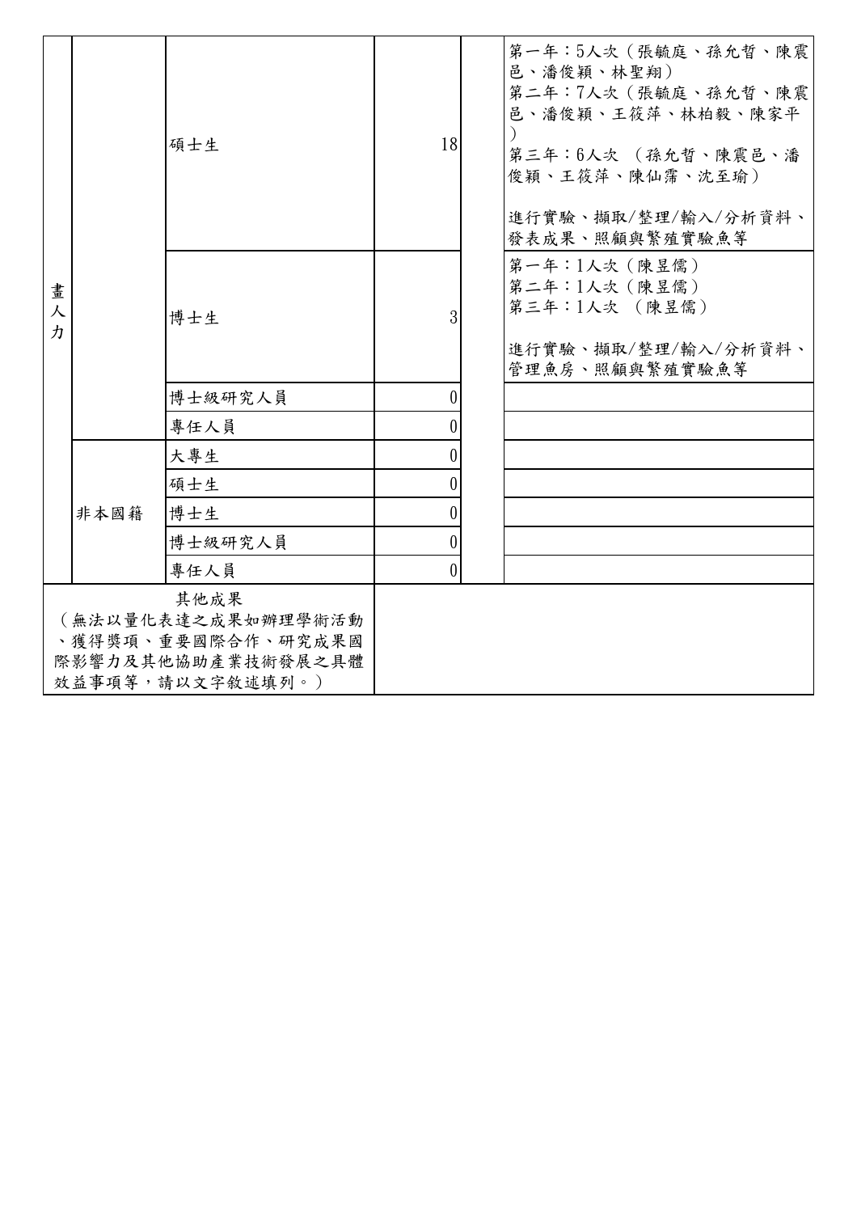| | | | | | |
|---|---|---|---|---|---|
| 參與計畫人力 | | 碩士生 | 18 | | 第一年：5人次（張毓庭、孫允哲、陳震邑、潘俊穎、林聖翔）<br>第二年：7人次（張毓庭、孫允哲、陳震邑、潘俊穎、王筱萍、林柏毅、陳家平）<br>第三年：6人次 （孫允哲、陳震邑、潘俊穎、王筱萍、陳仙霈、沈至瑜）<br><br>進行實驗、擷取/整理/輸入/分析資料、發表成果、照顧與繁殖實驗魚等 |
| | | 博士生 | 3 | | 第一年：1人次（陳昱儒）<br>第二年：1人次（陳昱儒）<br>第三年：1人次 （陳昱儒）<br><br>進行實驗、擷取/整理/輸入/分析資料、管理魚房、照顧與繁殖實驗魚等 |
| | | 博士級研究人員 | 0 | | |
| | | 專任人員 | 0 | | |
| | 非本國籍 | 大專生 | 0 | | |
| | | 碩士生 | 0 | | |
| | | 博士生 | 0 | | |
| | | 博士級研究人員 | 0 | | |
| | | 專任人員 | 0 | | |
| 其他成果<br>（無法以量化表達之成果如辦理學術活動、獲得獎項、重要國際合作、研究成果國際影響力及其他協助產業技術發展之具體效益事項等，請以文字敘述填列。） | | | | | |